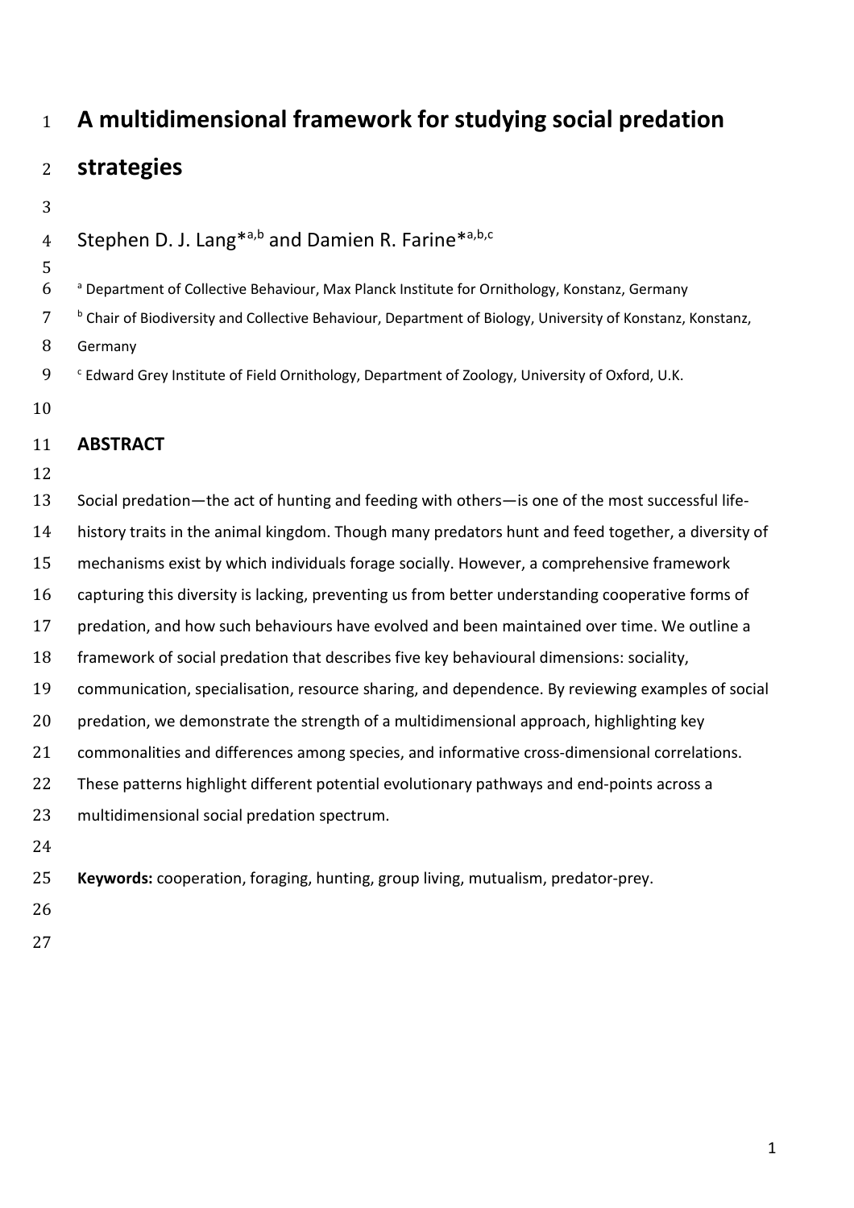# A multidimensional framework for studying social predation strategies

Stephen D. J. Lang*[a,b] and Damien R. Farine*[a,b,c]

[a] Department of Collective Behaviour, Max Planck Institute for Ornithology, Konstanz, Germany

[b] Chair of Biodiversity and Collective Behaviour, Department of Biology, University of Konstanz, Konstanz, Germany

[c] Edward Grey Institute of Field Ornithology, Department of Zoology, University of Oxford, U.K.

## ABSTRACT

Social predation—the act of hunting and feeding with others—is one of the most successful life-history traits in the animal kingdom. Though many predators hunt and feed together, a diversity of mechanisms exist by which individuals forage socially. However, a comprehensive framework capturing this diversity is lacking, preventing us from better understanding cooperative forms of predation, and how such behaviours have evolved and been maintained over time. We outline a framework of social predation that describes five key behavioural dimensions: sociality, communication, specialisation, resource sharing, and dependence. By reviewing examples of social predation, we demonstrate the strength of a multidimensional approach, highlighting key commonalities and differences among species, and informative cross-dimensional correlations. These patterns highlight different potential evolutionary pathways and end-points across a multidimensional social predation spectrum.

**Keywords:** cooperation, foraging, hunting, group living, mutualism, predator-prey.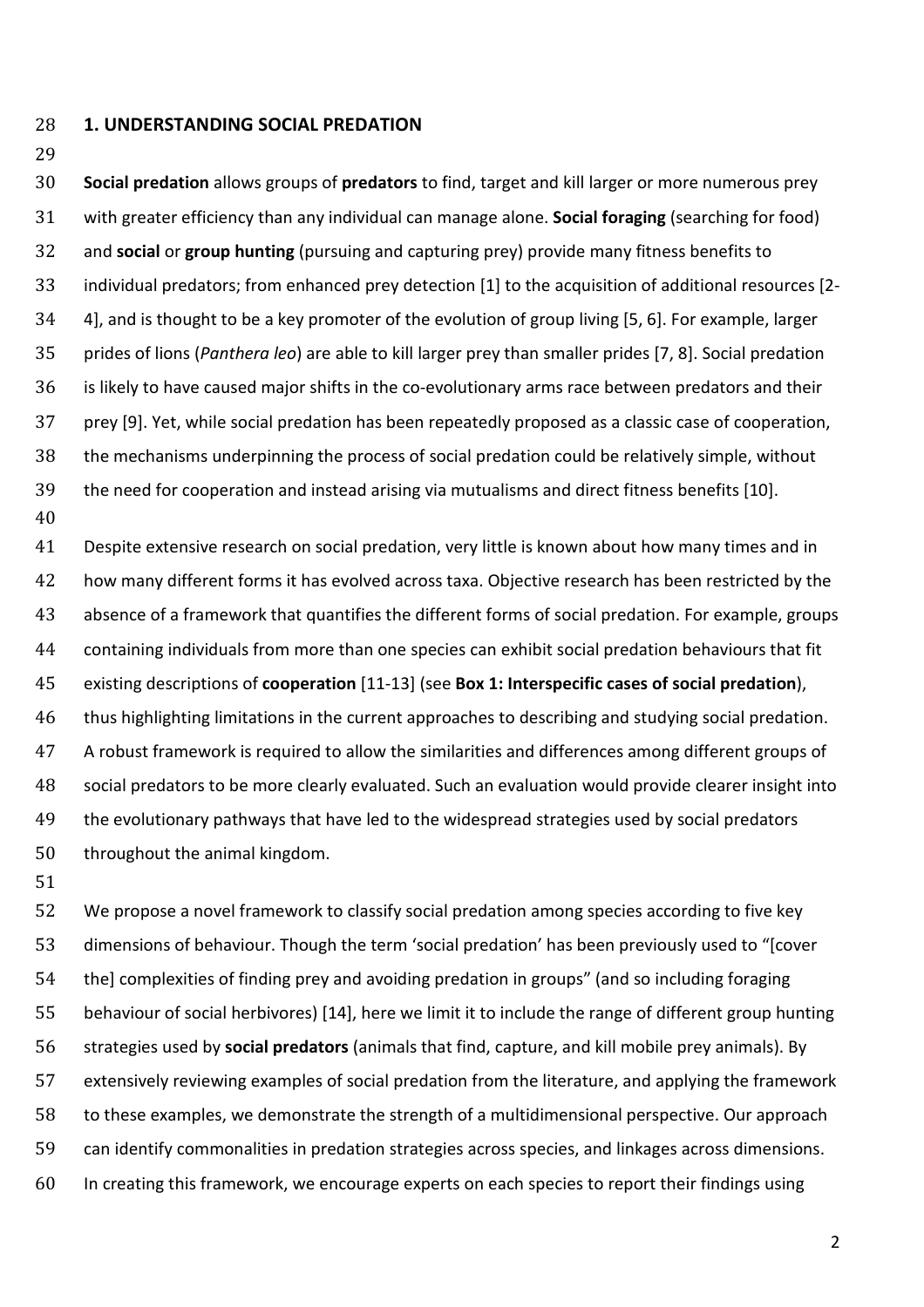## 1. UNDERSTANDING SOCIAL PREDATION

**Social predation** allows groups of **predators** to find, target and kill larger or more numerous prey with greater efficiency than any individual can manage alone. **Social foraging** (searching for food) and **social** or **group hunting** (pursuing and capturing prey) provide many fitness benefits to individual predators; from enhanced prey detection [1] to the acquisition of additional resources [2-4], and is thought to be a key promoter of the evolution of group living [5, 6]. For example, larger prides of lions (*Panthera leo*) are able to kill larger prey than smaller prides [7, 8]. Social predation is likely to have caused major shifts in the co-evolutionary arms race between predators and their prey [9]. Yet, while social predation has been repeatedly proposed as a classic case of cooperation, the mechanisms underpinning the process of social predation could be relatively simple, without the need for cooperation and instead arising via mutualisms and direct fitness benefits [10].

Despite extensive research on social predation, very little is known about how many times and in how many different forms it has evolved across taxa. Objective research has been restricted by the absence of a framework that quantifies the different forms of social predation. For example, groups containing individuals from more than one species can exhibit social predation behaviours that fit existing descriptions of **cooperation** [11-13] (see **Box 1: Interspecific cases of social predation**), thus highlighting limitations in the current approaches to describing and studying social predation. A robust framework is required to allow the similarities and differences among different groups of social predators to be more clearly evaluated. Such an evaluation would provide clearer insight into the evolutionary pathways that have led to the widespread strategies used by social predators throughout the animal kingdom.

We propose a novel framework to classify social predation among species according to five key dimensions of behaviour. Though the term 'social predation' has been previously used to "[cover the] complexities of finding prey and avoiding predation in groups" (and so including foraging behaviour of social herbivores) [14], here we limit it to include the range of different group hunting strategies used by **social predators** (animals that find, capture, and kill mobile prey animals). By extensively reviewing examples of social predation from the literature, and applying the framework to these examples, we demonstrate the strength of a multidimensional perspective. Our approach can identify commonalities in predation strategies across species, and linkages across dimensions. In creating this framework, we encourage experts on each species to report their findings using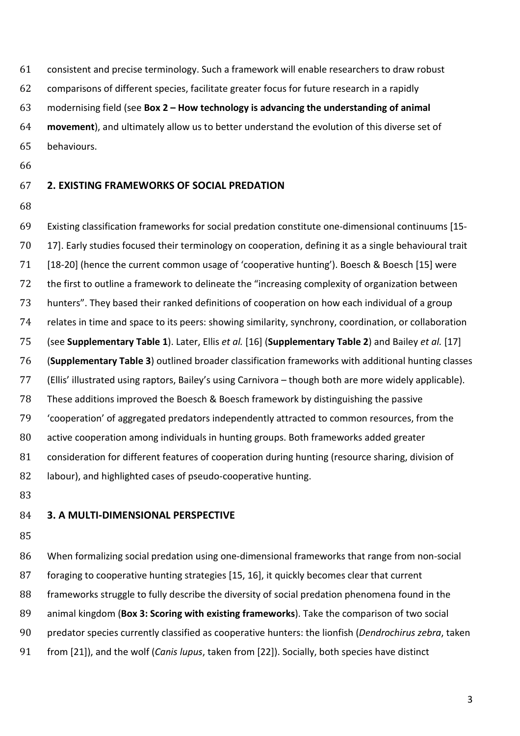consistent and precise terminology. Such a framework will enable researchers to draw robust comparisons of different species, facilitate greater focus for future research in a rapidly modernising field (see **Box 2 – How technology is advancing the understanding of animal movement**), and ultimately allow us to better understand the evolution of this diverse set of behaviours.

## 2. EXISTING FRAMEWORKS OF SOCIAL PREDATION

Existing classification frameworks for social predation constitute one-dimensional continuums [15-17]. Early studies focused their terminology on cooperation, defining it as a single behavioural trait [18-20] (hence the current common usage of 'cooperative hunting'). Boesch & Boesch [15] were the first to outline a framework to delineate the "increasing complexity of organization between hunters". They based their ranked definitions of cooperation on how each individual of a group relates in time and space to its peers: showing similarity, synchrony, coordination, or collaboration (see **Supplementary Table 1**). Later, Ellis *et al.* [16] (**Supplementary Table 2**) and Bailey *et al.* [17] (**Supplementary Table 3**) outlined broader classification frameworks with additional hunting classes (Ellis' illustrated using raptors, Bailey's using Carnivora – though both are more widely applicable). These additions improved the Boesch & Boesch framework by distinguishing the passive 'cooperation' of aggregated predators independently attracted to common resources, from the active cooperation among individuals in hunting groups. Both frameworks added greater consideration for different features of cooperation during hunting (resource sharing, division of labour), and highlighted cases of pseudo-cooperative hunting.

## 3. A MULTI-DIMENSIONAL PERSPECTIVE

When formalizing social predation using one-dimensional frameworks that range from non-social foraging to cooperative hunting strategies [15, 16], it quickly becomes clear that current frameworks struggle to fully describe the diversity of social predation phenomena found in the animal kingdom (**Box 3: Scoring with existing frameworks**). Take the comparison of two social predator species currently classified as cooperative hunters: the lionfish (*Dendrochirus zebra*, taken from [21]), and the wolf (*Canis lupus*, taken from [22]). Socially, both species have distinct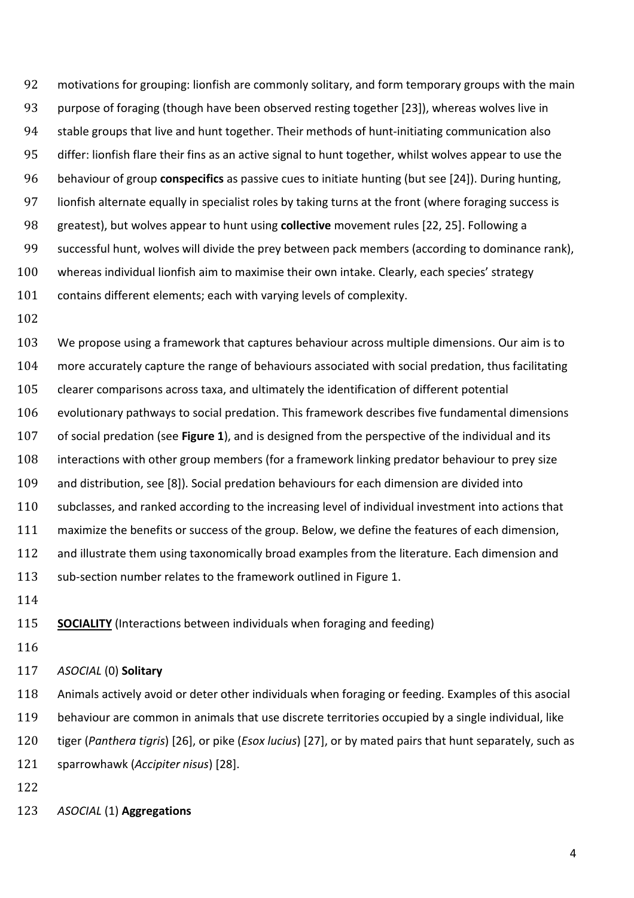motivations for grouping: lionfish are commonly solitary, and form temporary groups with the main purpose of foraging (though have been observed resting together [23]), whereas wolves live in stable groups that live and hunt together. Their methods of hunt-initiating communication also differ: lionfish flare their fins as an active signal to hunt together, whilst wolves appear to use the behaviour of group **conspecifics** as passive cues to initiate hunting (but see [24]). During hunting, lionfish alternate equally in specialist roles by taking turns at the front (where foraging success is greatest), but wolves appear to hunt using **collective** movement rules [22, 25]. Following a successful hunt, wolves will divide the prey between pack members (according to dominance rank), whereas individual lionfish aim to maximise their own intake. Clearly, each species' strategy contains different elements; each with varying levels of complexity.

We propose using a framework that captures behaviour across multiple dimensions. Our aim is to more accurately capture the range of behaviours associated with social predation, thus facilitating clearer comparisons across taxa, and ultimately the identification of different potential evolutionary pathways to social predation. This framework describes five fundamental dimensions of social predation (see **Figure 1**), and is designed from the perspective of the individual and its interactions with other group members (for a framework linking predator behaviour to prey size and distribution, see [8]). Social predation behaviours for each dimension are divided into subclasses, and ranked according to the increasing level of individual investment into actions that maximize the benefits or success of the group. Below, we define the features of each dimension, and illustrate them using taxonomically broad examples from the literature. Each dimension and sub-section number relates to the framework outlined in Figure 1.

**SOCIALITY** (Interactions between individuals when foraging and feeding)

*ASOCIAL* (0) **Solitary**

Animals actively avoid or deter other individuals when foraging or feeding. Examples of this asocial behaviour are common in animals that use discrete territories occupied by a single individual, like tiger (*Panthera tigris*) [26], or pike (*Esox lucius*) [27], or by mated pairs that hunt separately, such as sparrowhawk (*Accipiter nisus*) [28].

*ASOCIAL* (1) **Aggregations**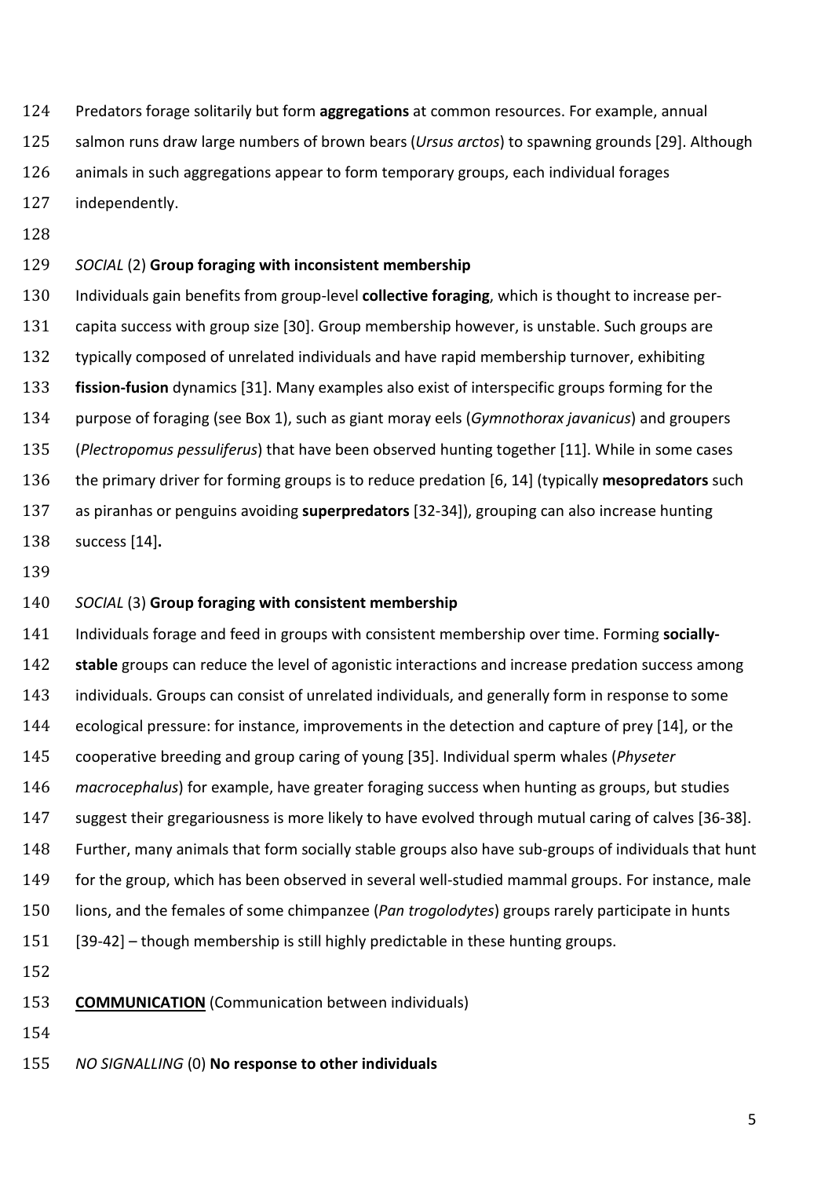Predators forage solitarily but form **aggregations** at common resources. For example, annual salmon runs draw large numbers of brown bears (*Ursus arctos*) to spawning grounds [29]. Although animals in such aggregations appear to form temporary groups, each individual forages independently.

*SOCIAL* (2) **Group foraging with inconsistent membership**

Individuals gain benefits from group-level **collective foraging**, which is thought to increase per-capita success with group size [30]. Group membership however, is unstable. Such groups are typically composed of unrelated individuals and have rapid membership turnover, exhibiting **fission-fusion** dynamics [31]. Many examples also exist of interspecific groups forming for the purpose of foraging (see Box 1), such as giant moray eels (*Gymnothorax javanicus*) and groupers (*Plectropomus pessuliferus*) that have been observed hunting together [11]. While in some cases the primary driver for forming groups is to reduce predation [6, 14] (typically **mesopredators** such as piranhas or penguins avoiding **superpredators** [32-34]), grouping can also increase hunting success [14]**.**

*SOCIAL* (3) **Group foraging with consistent membership**

Individuals forage and feed in groups with consistent membership over time. Forming **socially-stable** groups can reduce the level of agonistic interactions and increase predation success among individuals. Groups can consist of unrelated individuals, and generally form in response to some ecological pressure: for instance, improvements in the detection and capture of prey [14], or the cooperative breeding and group caring of young [35]. Individual sperm whales (*Physeter macrocephalus*) for example, have greater foraging success when hunting as groups, but studies suggest their gregariousness is more likely to have evolved through mutual caring of calves [36-38]. Further, many animals that form socially stable groups also have sub-groups of individuals that hunt for the group, which has been observed in several well-studied mammal groups. For instance, male lions, and the females of some chimpanzee (*Pan trogolodytes*) groups rarely participate in hunts [39-42] – though membership is still highly predictable in these hunting groups.

**COMMUNICATION** (Communication between individuals)

*NO SIGNALLING* (0) **No response to other individuals**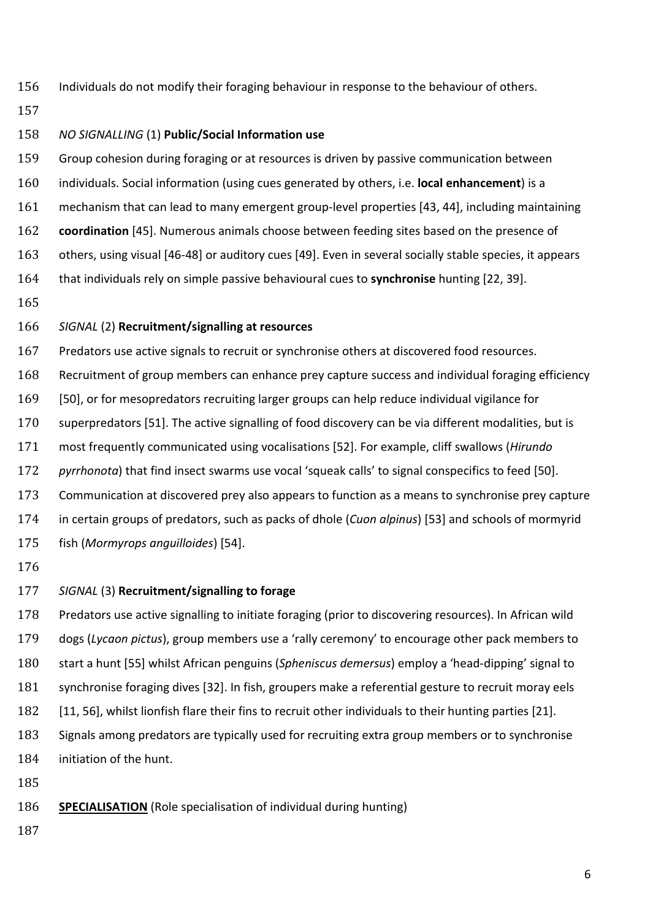Individuals do not modify their foraging behaviour in response to the behaviour of others.

*NO SIGNALLING* (1) **Public/Social Information use**

Group cohesion during foraging or at resources is driven by passive communication between individuals. Social information (using cues generated by others, i.e. **local enhancement**) is a mechanism that can lead to many emergent group-level properties [43, 44], including maintaining **coordination** [45]. Numerous animals choose between feeding sites based on the presence of others, using visual [46-48] or auditory cues [49]. Even in several socially stable species, it appears that individuals rely on simple passive behavioural cues to **synchronise** hunting [22, 39].

*SIGNAL* (2) **Recruitment/signalling at resources**

Predators use active signals to recruit or synchronise others at discovered food resources. Recruitment of group members can enhance prey capture success and individual foraging efficiency [50], or for mesopredators recruiting larger groups can help reduce individual vigilance for superpredators [51]. The active signalling of food discovery can be via different modalities, but is most frequently communicated using vocalisations [52]. For example, cliff swallows (*Hirundo pyrrhonota*) that find insect swarms use vocal 'squeak calls' to signal conspecifics to feed [50]. Communication at discovered prey also appears to function as a means to synchronise prey capture in certain groups of predators, such as packs of dhole (*Cuon alpinus*) [53] and schools of mormyrid fish (*Mormyrops anguilloides*) [54].

*SIGNAL* (3) **Recruitment/signalling to forage**

Predators use active signalling to initiate foraging (prior to discovering resources). In African wild dogs (*Lycaon pictus*), group members use a 'rally ceremony' to encourage other pack members to start a hunt [55] whilst African penguins (*Spheniscus demersus*) employ a 'head-dipping' signal to synchronise foraging dives [32]. In fish, groupers make a referential gesture to recruit moray eels [11, 56], whilst lionfish flare their fins to recruit other individuals to their hunting parties [21]. Signals among predators are typically used for recruiting extra group members or to synchronise initiation of the hunt.

**SPECIALISATION** (Role specialisation of individual during hunting)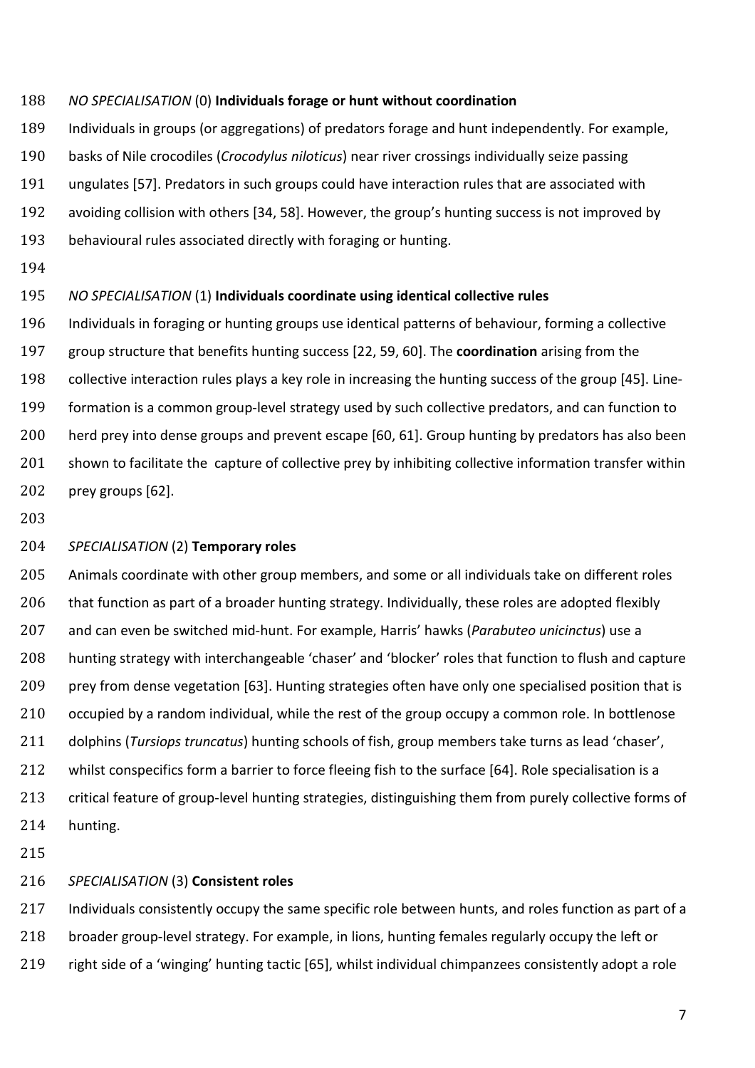*NO SPECIALISATION* (0) **Individuals forage or hunt without coordination**

Individuals in groups (or aggregations) of predators forage and hunt independently. For example, basks of Nile crocodiles (*Crocodylus niloticus*) near river crossings individually seize passing ungulates [57]. Predators in such groups could have interaction rules that are associated with avoiding collision with others [34, 58]. However, the group's hunting success is not improved by behavioural rules associated directly with foraging or hunting.

*NO SPECIALISATION* (1) **Individuals coordinate using identical collective rules**

Individuals in foraging or hunting groups use identical patterns of behaviour, forming a collective group structure that benefits hunting success [22, 59, 60]. The **coordination** arising from the collective interaction rules plays a key role in increasing the hunting success of the group [45]. Line-formation is a common group-level strategy used by such collective predators, and can function to herd prey into dense groups and prevent escape [60, 61]. Group hunting by predators has also been shown to facilitate the capture of collective prey by inhibiting collective information transfer within prey groups [62].

*SPECIALISATION* (2) **Temporary roles**

Animals coordinate with other group members, and some or all individuals take on different roles that function as part of a broader hunting strategy. Individually, these roles are adopted flexibly and can even be switched mid-hunt. For example, Harris' hawks (*Parabuteo unicinctus*) use a hunting strategy with interchangeable 'chaser' and 'blocker' roles that function to flush and capture prey from dense vegetation [63]. Hunting strategies often have only one specialised position that is occupied by a random individual, while the rest of the group occupy a common role. In bottlenose dolphins (*Tursiops truncatus*) hunting schools of fish, group members take turns as lead 'chaser', whilst conspecifics form a barrier to force fleeing fish to the surface [64]. Role specialisation is a critical feature of group-level hunting strategies, distinguishing them from purely collective forms of hunting.

*SPECIALISATION* (3) **Consistent roles**

Individuals consistently occupy the same specific role between hunts, and roles function as part of a broader group-level strategy. For example, in lions, hunting females regularly occupy the left or right side of a 'winging' hunting tactic [65], whilst individual chimpanzees consistently adopt a role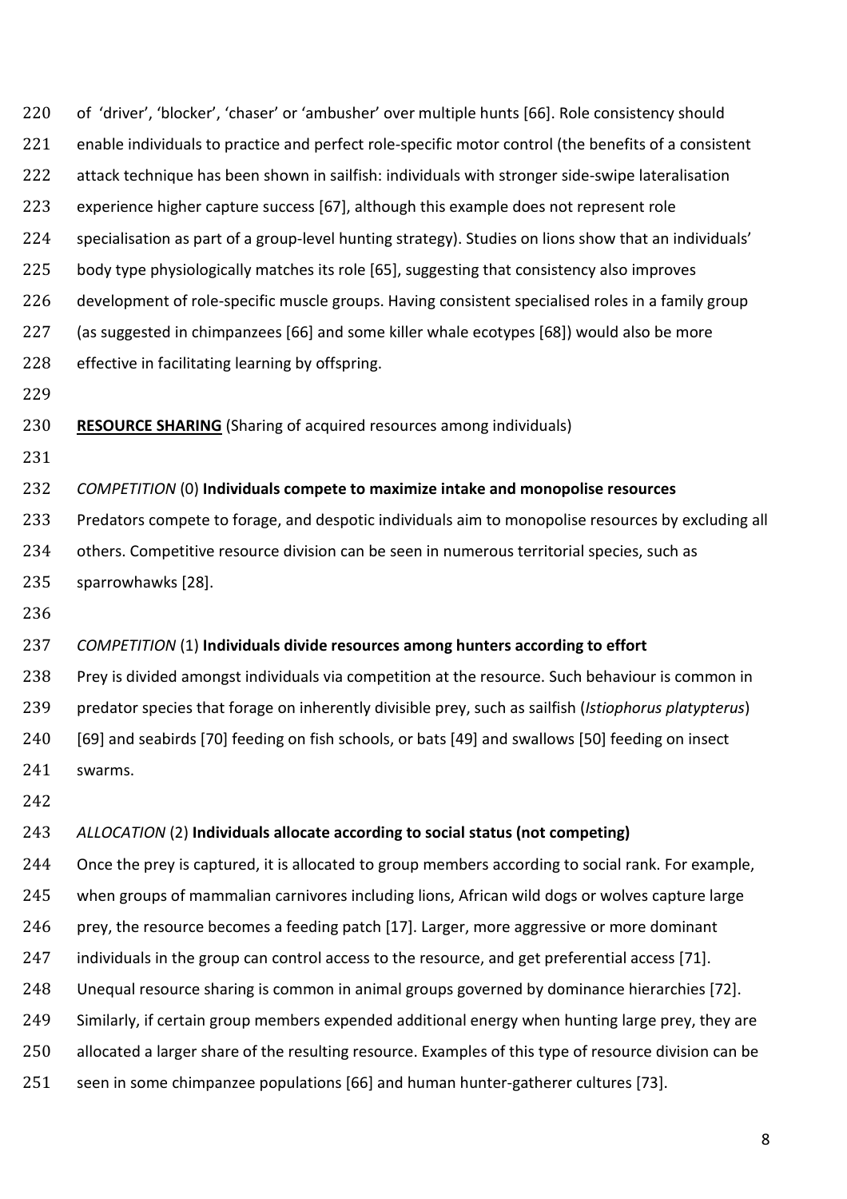of 'driver', 'blocker', 'chaser' or 'ambusher' over multiple hunts [66]. Role consistency should enable individuals to practice and perfect role-specific motor control (the benefits of a consistent attack technique has been shown in sailfish: individuals with stronger side-swipe lateralisation experience higher capture success [67], although this example does not represent role specialisation as part of a group-level hunting strategy). Studies on lions show that an individuals' body type physiologically matches its role [65], suggesting that consistency also improves development of role-specific muscle groups. Having consistent specialised roles in a family group (as suggested in chimpanzees [66] and some killer whale ecotypes [68]) would also be more effective in facilitating learning by offspring.

**RESOURCE SHARING** (Sharing of acquired resources among individuals)

*COMPETITION* (0) **Individuals compete to maximize intake and monopolise resources**

Predators compete to forage, and despotic individuals aim to monopolise resources by excluding all others. Competitive resource division can be seen in numerous territorial species, such as sparrowhawks [28].

*COMPETITION* (1) **Individuals divide resources among hunters according to effort**

Prey is divided amongst individuals via competition at the resource. Such behaviour is common in predator species that forage on inherently divisible prey, such as sailfish (*Istiophorus platypterus*) [69] and seabirds [70] feeding on fish schools, or bats [49] and swallows [50] feeding on insect swarms.

*ALLOCATION* (2) **Individuals allocate according to social status (not competing)**

Once the prey is captured, it is allocated to group members according to social rank. For example, when groups of mammalian carnivores including lions, African wild dogs or wolves capture large prey, the resource becomes a feeding patch [17]. Larger, more aggressive or more dominant individuals in the group can control access to the resource, and get preferential access [71]. Unequal resource sharing is common in animal groups governed by dominance hierarchies [72]. Similarly, if certain group members expended additional energy when hunting large prey, they are allocated a larger share of the resulting resource. Examples of this type of resource division can be seen in some chimpanzee populations [66] and human hunter-gatherer cultures [73].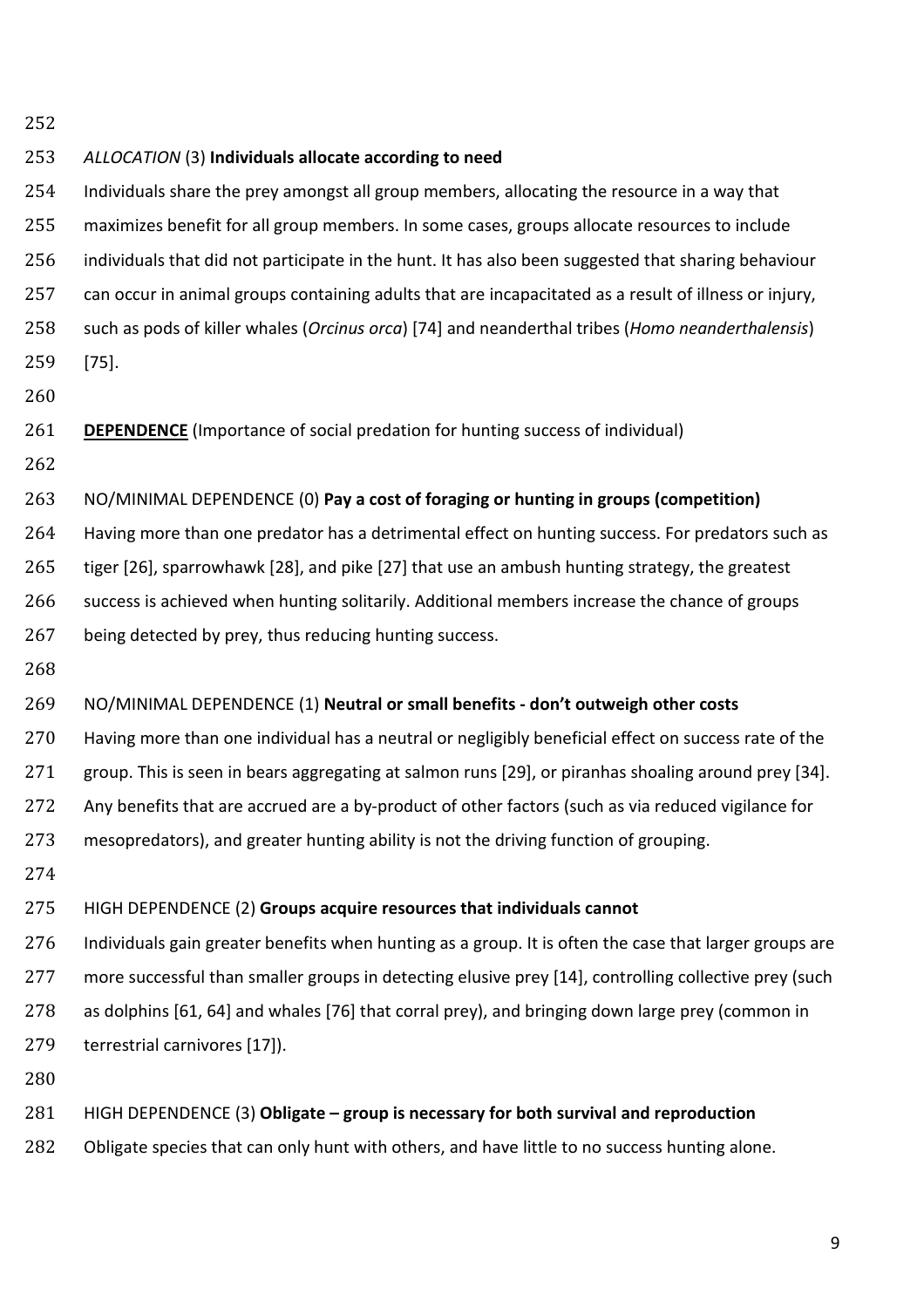*ALLOCATION* (3) **Individuals allocate according to need**

Individuals share the prey amongst all group members, allocating the resource in a way that maximizes benefit for all group members. In some cases, groups allocate resources to include individuals that did not participate in the hunt. It has also been suggested that sharing behaviour can occur in animal groups containing adults that are incapacitated as a result of illness or injury, such as pods of killer whales (*Orcinus orca*) [74] and neanderthal tribes (*Homo neanderthalensis*) [75].

<u>**DEPENDENCE**</u> (Importance of social predation for hunting success of individual)

NO/MINIMAL DEPENDENCE (0) **Pay a cost of foraging or hunting in groups (competition)**

Having more than one predator has a detrimental effect on hunting success. For predators such as tiger [26], sparrowhawk [28], and pike [27] that use an ambush hunting strategy, the greatest success is achieved when hunting solitarily. Additional members increase the chance of groups being detected by prey, thus reducing hunting success.

NO/MINIMAL DEPENDENCE (1) **Neutral or small benefits - don't outweigh other costs**

Having more than one individual has a neutral or negligibly beneficial effect on success rate of the group. This is seen in bears aggregating at salmon runs [29], or piranhas shoaling around prey [34]. Any benefits that are accrued are a by-product of other factors (such as via reduced vigilance for mesopredators), and greater hunting ability is not the driving function of grouping.

HIGH DEPENDENCE (2) **Groups acquire resources that individuals cannot**

Individuals gain greater benefits when hunting as a group. It is often the case that larger groups are more successful than smaller groups in detecting elusive prey [14], controlling collective prey (such as dolphins [61, 64] and whales [76] that corral prey), and bringing down large prey (common in terrestrial carnivores [17]).

HIGH DEPENDENCE (3) **Obligate – group is necessary for both survival and reproduction**

Obligate species that can only hunt with others, and have little to no success hunting alone.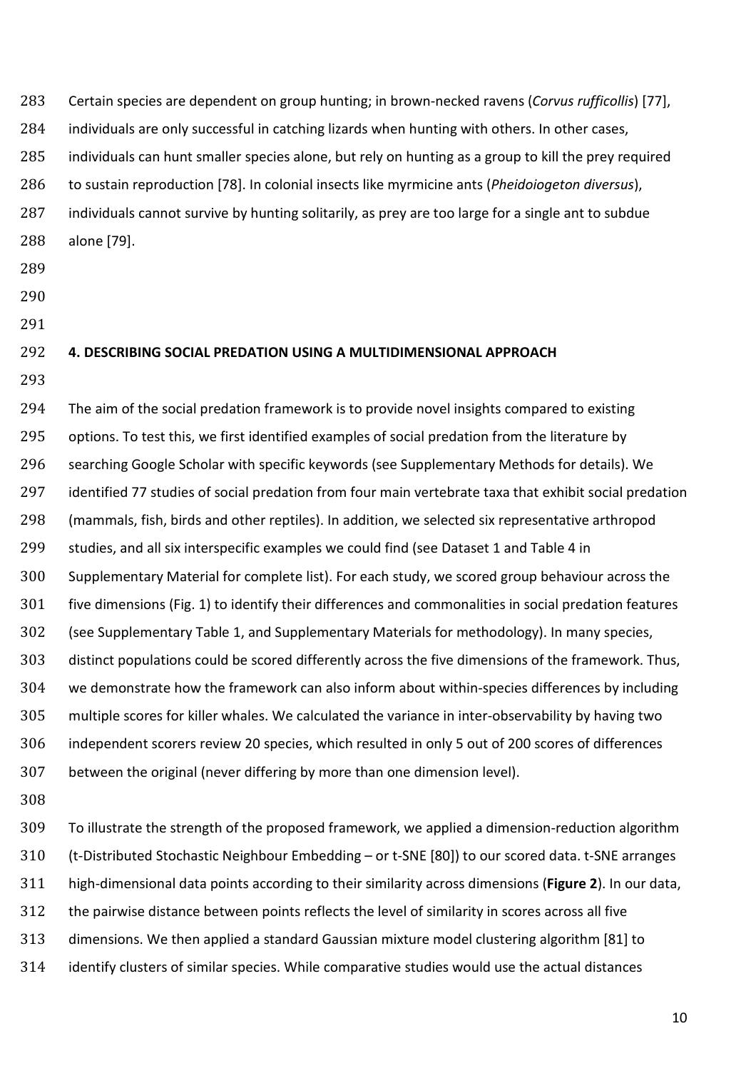Certain species are dependent on group hunting; in brown-necked ravens (*Corvus rufficollis*) [77], individuals are only successful in catching lizards when hunting with others. In other cases, individuals can hunt smaller species alone, but rely on hunting as a group to kill the prey required to sustain reproduction [78]. In colonial insects like myrmicine ants (*Pheidoiogeton diversus*), individuals cannot survive by hunting solitarily, as prey are too large for a single ant to subdue alone [79].

## 4. DESCRIBING SOCIAL PREDATION USING A MULTIDIMENSIONAL APPROACH

The aim of the social predation framework is to provide novel insights compared to existing options. To test this, we first identified examples of social predation from the literature by searching Google Scholar with specific keywords (see Supplementary Methods for details). We identified 77 studies of social predation from four main vertebrate taxa that exhibit social predation (mammals, fish, birds and other reptiles). In addition, we selected six representative arthropod studies, and all six interspecific examples we could find (see Dataset 1 and Table 4 in Supplementary Material for complete list). For each study, we scored group behaviour across the five dimensions (Fig. 1) to identify their differences and commonalities in social predation features (see Supplementary Table 1, and Supplementary Materials for methodology). In many species, distinct populations could be scored differently across the five dimensions of the framework. Thus, we demonstrate how the framework can also inform about within-species differences by including multiple scores for killer whales. We calculated the variance in inter-observability by having two independent scorers review 20 species, which resulted in only 5 out of 200 scores of differences between the original (never differing by more than one dimension level).

To illustrate the strength of the proposed framework, we applied a dimension-reduction algorithm (t-Distributed Stochastic Neighbour Embedding – or t-SNE [80]) to our scored data. t-SNE arranges high-dimensional data points according to their similarity across dimensions (**Figure 2**). In our data, the pairwise distance between points reflects the level of similarity in scores across all five dimensions. We then applied a standard Gaussian mixture model clustering algorithm [81] to identify clusters of similar species. While comparative studies would use the actual distances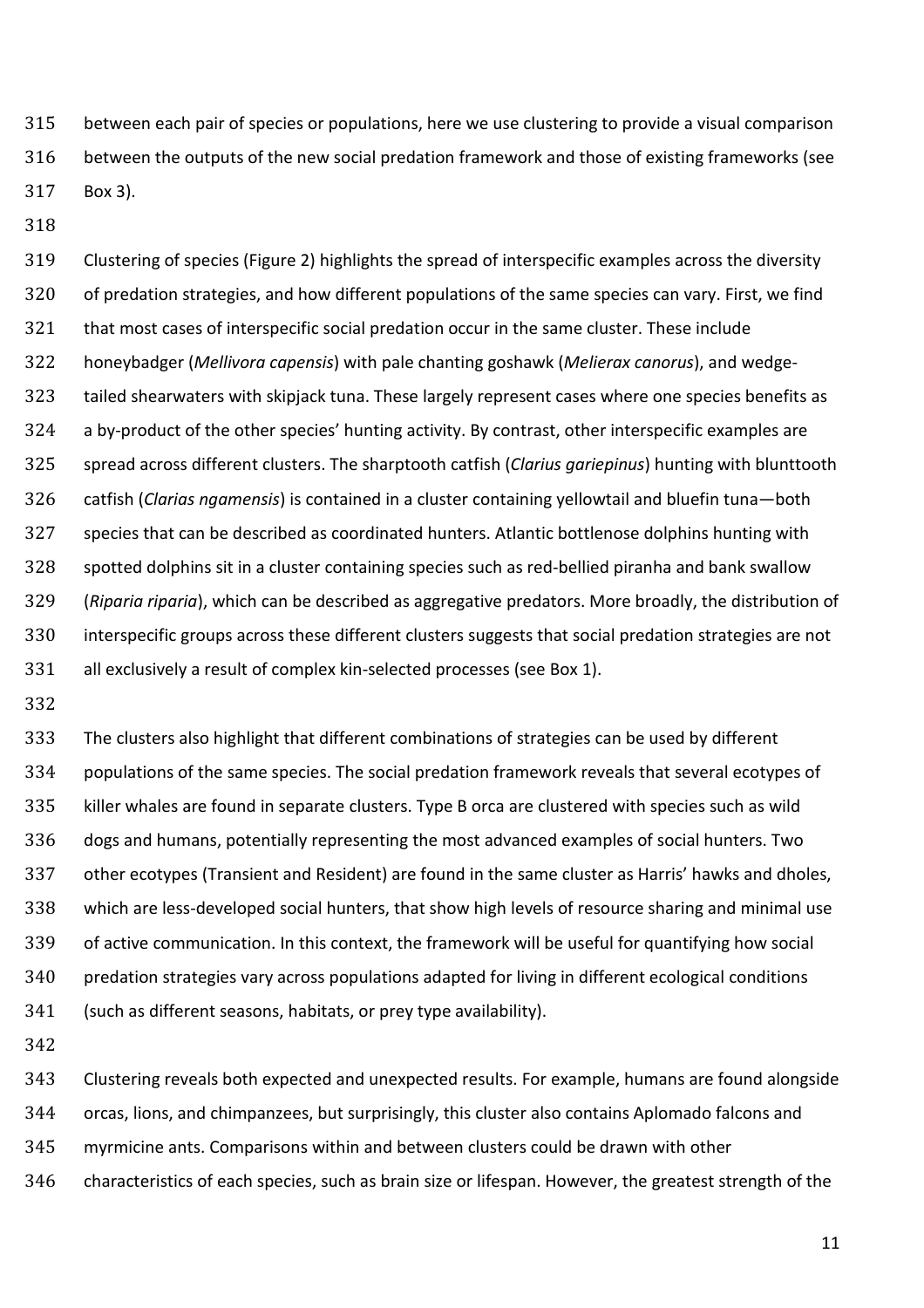between each pair of species or populations, here we use clustering to provide a visual comparison between the outputs of the new social predation framework and those of existing frameworks (see Box 3).

Clustering of species (Figure 2) highlights the spread of interspecific examples across the diversity of predation strategies, and how different populations of the same species can vary. First, we find that most cases of interspecific social predation occur in the same cluster. These include honeybadger (*Mellivora capensis*) with pale chanting goshawk (*Melierax canorus*), and wedge-tailed shearwaters with skipjack tuna. These largely represent cases where one species benefits as a by-product of the other species' hunting activity. By contrast, other interspecific examples are spread across different clusters. The sharptooth catfish (*Clarius gariepinus*) hunting with blunttooth catfish (*Clarias ngamensis*) is contained in a cluster containing yellowtail and bluefin tuna—both species that can be described as coordinated hunters. Atlantic bottlenose dolphins hunting with spotted dolphins sit in a cluster containing species such as red-bellied piranha and bank swallow (*Riparia riparia*), which can be described as aggregative predators. More broadly, the distribution of interspecific groups across these different clusters suggests that social predation strategies are not all exclusively a result of complex kin-selected processes (see Box 1).

The clusters also highlight that different combinations of strategies can be used by different populations of the same species. The social predation framework reveals that several ecotypes of killer whales are found in separate clusters. Type B orca are clustered with species such as wild dogs and humans, potentially representing the most advanced examples of social hunters. Two other ecotypes (Transient and Resident) are found in the same cluster as Harris' hawks and dholes, which are less-developed social hunters, that show high levels of resource sharing and minimal use of active communication. In this context, the framework will be useful for quantifying how social predation strategies vary across populations adapted for living in different ecological conditions (such as different seasons, habitats, or prey type availability).

Clustering reveals both expected and unexpected results. For example, humans are found alongside orcas, lions, and chimpanzees, but surprisingly, this cluster also contains Aplomado falcons and myrmicine ants. Comparisons within and between clusters could be drawn with other characteristics of each species, such as brain size or lifespan. However, the greatest strength of the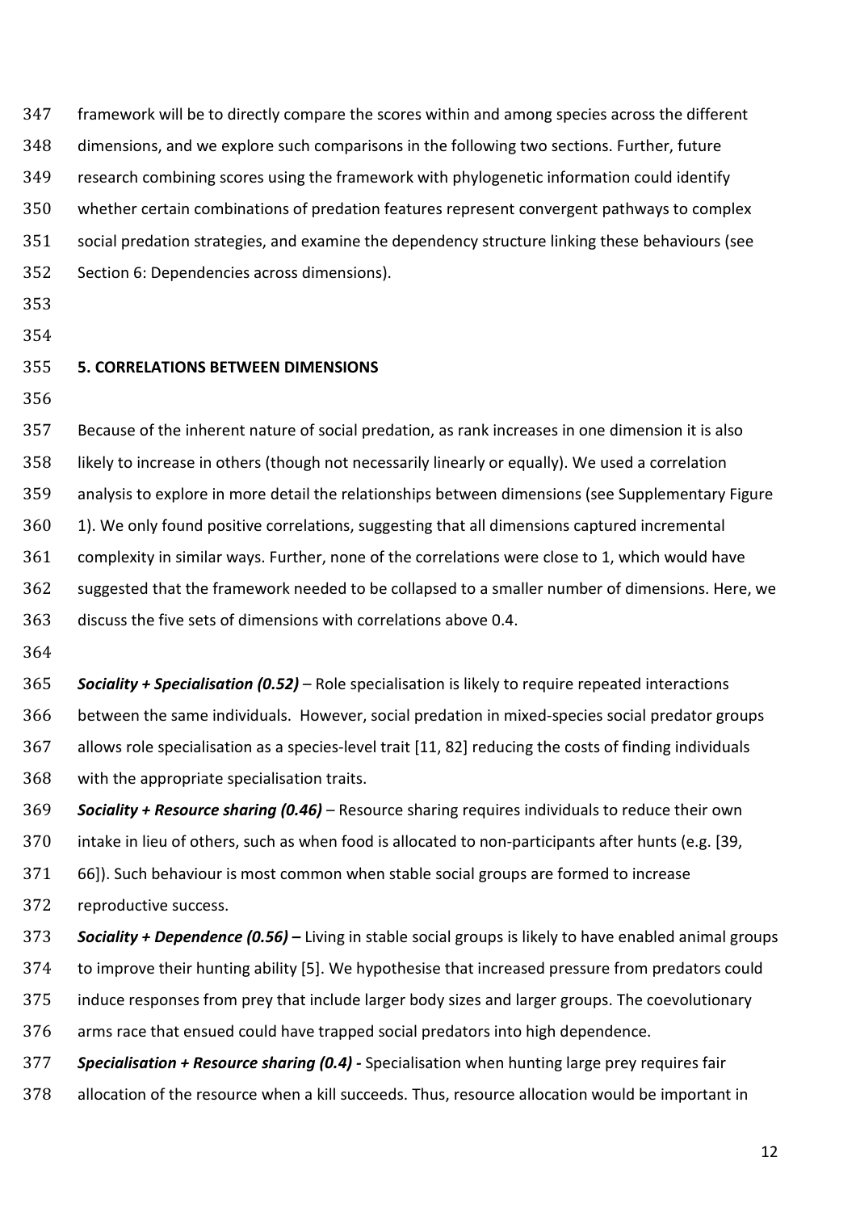framework will be to directly compare the scores within and among species across the different dimensions, and we explore such comparisons in the following two sections. Further, future research combining scores using the framework with phylogenetic information could identify whether certain combinations of predation features represent convergent pathways to complex social predation strategies, and examine the dependency structure linking these behaviours (see Section 6: Dependencies across dimensions).

## 5. CORRELATIONS BETWEEN DIMENSIONS

Because of the inherent nature of social predation, as rank increases in one dimension it is also likely to increase in others (though not necessarily linearly or equally). We used a correlation analysis to explore in more detail the relationships between dimensions (see Supplementary Figure 1). We only found positive correlations, suggesting that all dimensions captured incremental complexity in similar ways. Further, none of the correlations were close to 1, which would have suggested that the framework needed to be collapsed to a smaller number of dimensions. Here, we discuss the five sets of dimensions with correlations above 0.4.

***Sociality + Specialisation (0.52)*** – Role specialisation is likely to require repeated interactions between the same individuals. However, social predation in mixed-species social predator groups allows role specialisation as a species-level trait [11, 82] reducing the costs of finding individuals with the appropriate specialisation traits.

***Sociality + Resource sharing (0.46)*** – Resource sharing requires individuals to reduce their own intake in lieu of others, such as when food is allocated to non-participants after hunts (e.g. [39, 66]). Such behaviour is most common when stable social groups are formed to increase reproductive success.

***Sociality + Dependence (0.56) –*** Living in stable social groups is likely to have enabled animal groups to improve their hunting ability [5]. We hypothesise that increased pressure from predators could induce responses from prey that include larger body sizes and larger groups. The coevolutionary arms race that ensued could have trapped social predators into high dependence.

***Specialisation + Resource sharing (0.4) -*** Specialisation when hunting large prey requires fair allocation of the resource when a kill succeeds. Thus, resource allocation would be important in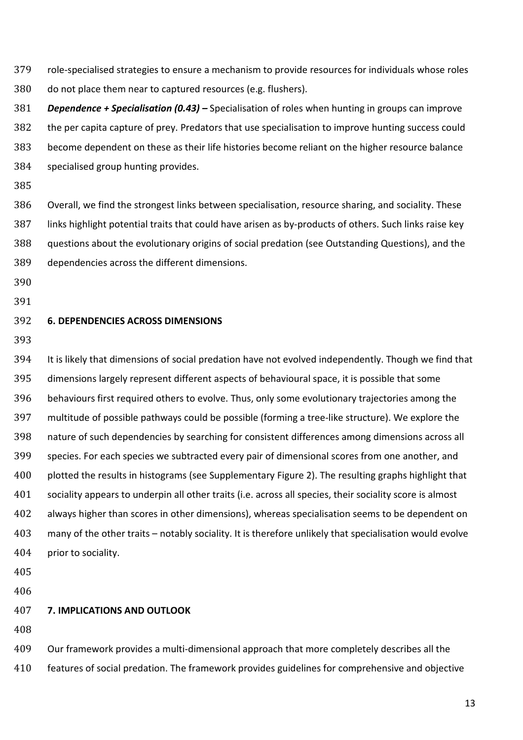role-specialised strategies to ensure a mechanism to provide resources for individuals whose roles do not place them near to captured resources (e.g. flushers).

***Dependence + Specialisation (0.43) –*** Specialisation of roles when hunting in groups can improve the per capita capture of prey. Predators that use specialisation to improve hunting success could become dependent on these as their life histories become reliant on the higher resource balance specialised group hunting provides.

Overall, we find the strongest links between specialisation, resource sharing, and sociality. These links highlight potential traits that could have arisen as by-products of others. Such links raise key questions about the evolutionary origins of social predation (see Outstanding Questions), and the dependencies across the different dimensions.

## 6. DEPENDENCIES ACROSS DIMENSIONS

It is likely that dimensions of social predation have not evolved independently. Though we find that dimensions largely represent different aspects of behavioural space, it is possible that some behaviours first required others to evolve. Thus, only some evolutionary trajectories among the multitude of possible pathways could be possible (forming a tree-like structure). We explore the nature of such dependencies by searching for consistent differences among dimensions across all species. For each species we subtracted every pair of dimensional scores from one another, and plotted the results in histograms (see Supplementary Figure 2). The resulting graphs highlight that sociality appears to underpin all other traits (i.e. across all species, their sociality score is almost always higher than scores in other dimensions), whereas specialisation seems to be dependent on many of the other traits – notably sociality. It is therefore unlikely that specialisation would evolve prior to sociality.

## 7. IMPLICATIONS AND OUTLOOK

Our framework provides a multi-dimensional approach that more completely describes all the features of social predation. The framework provides guidelines for comprehensive and objective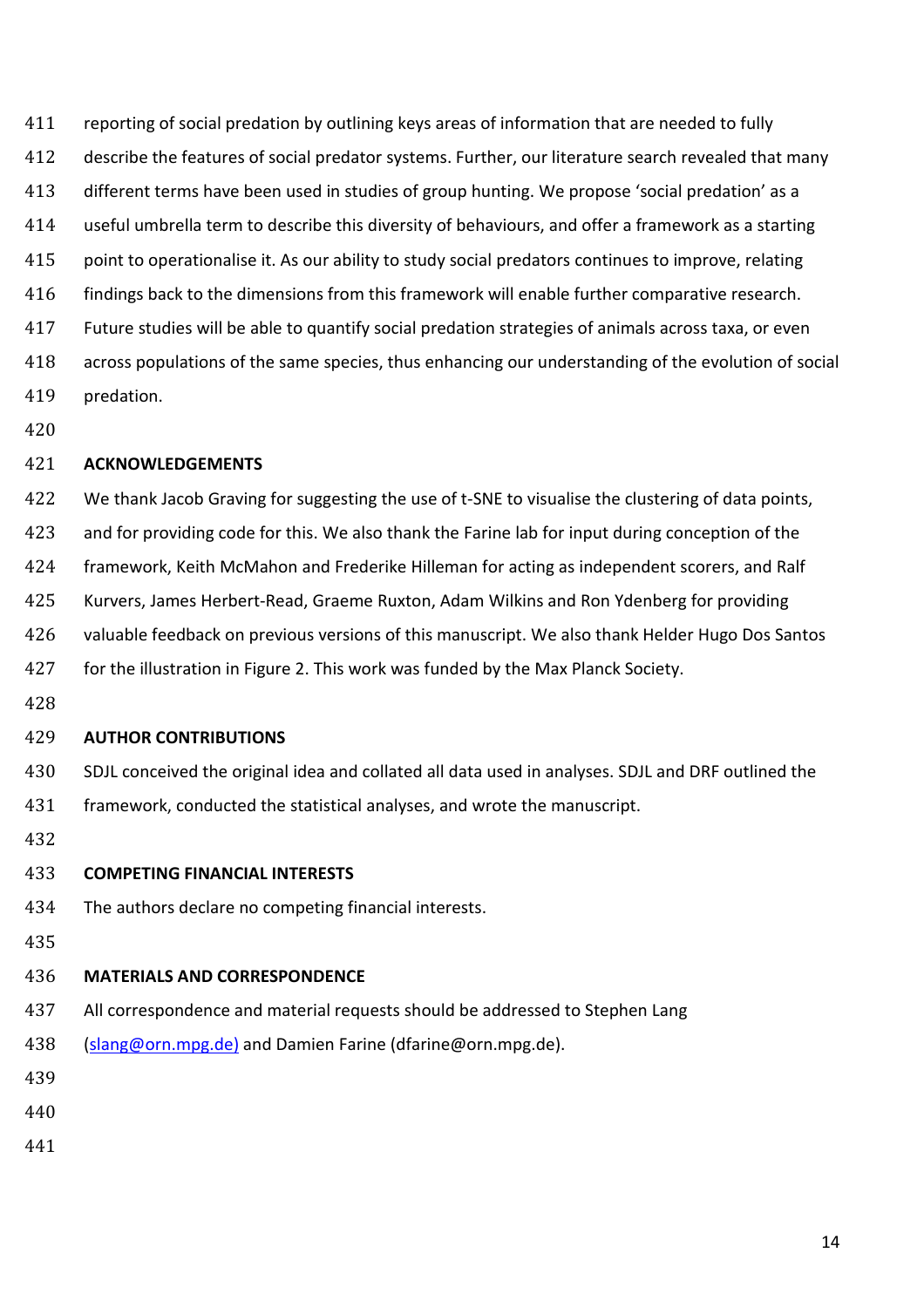reporting of social predation by outlining keys areas of information that are needed to fully describe the features of social predator systems. Further, our literature search revealed that many different terms have been used in studies of group hunting. We propose 'social predation' as a useful umbrella term to describe this diversity of behaviours, and offer a framework as a starting point to operationalise it. As our ability to study social predators continues to improve, relating findings back to the dimensions from this framework will enable further comparative research. Future studies will be able to quantify social predation strategies of animals across taxa, or even across populations of the same species, thus enhancing our understanding of the evolution of social predation.

## ACKNOWLEDGEMENTS

We thank Jacob Graving for suggesting the use of t-SNE to visualise the clustering of data points, and for providing code for this. We also thank the Farine lab for input during conception of the framework, Keith McMahon and Frederike Hilleman for acting as independent scorers, and Ralf Kurvers, James Herbert-Read, Graeme Ruxton, Adam Wilkins and Ron Ydenberg for providing valuable feedback on previous versions of this manuscript. We also thank Helder Hugo Dos Santos for the illustration in Figure 2. This work was funded by the Max Planck Society.

## AUTHOR CONTRIBUTIONS

SDJL conceived the original idea and collated all data used in analyses. SDJL and DRF outlined the framework, conducted the statistical analyses, and wrote the manuscript.

## COMPETING FINANCIAL INTERESTS

The authors declare no competing financial interests.

## MATERIALS AND CORRESPONDENCE

All correspondence and material requests should be addressed to Stephen Lang (slang@orn.mpg.de) and Damien Farine (dfarine@orn.mpg.de).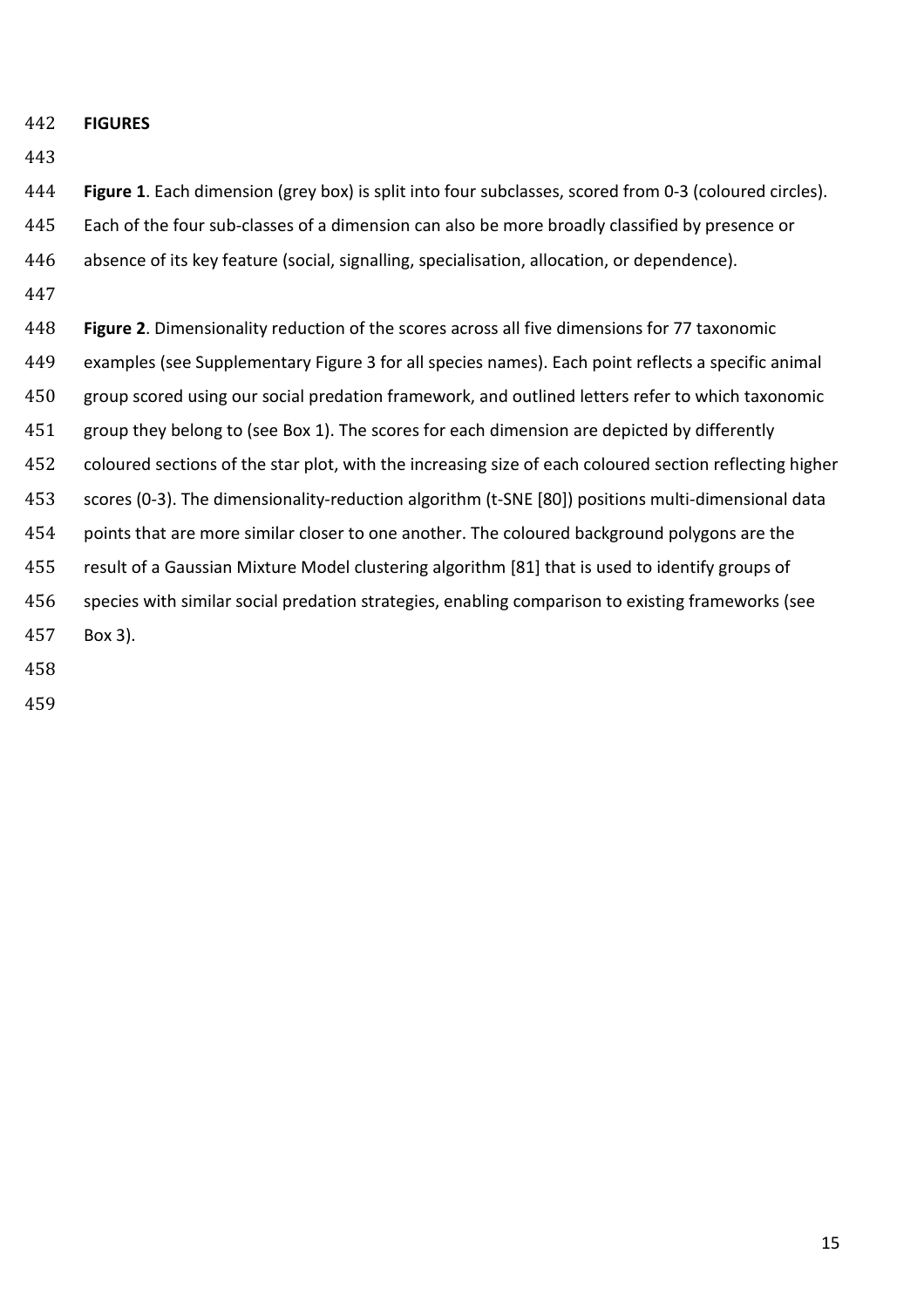## FIGURES

**Figure 1**. Each dimension (grey box) is split into four subclasses, scored from 0-3 (coloured circles). Each of the four sub-classes of a dimension can also be more broadly classified by presence or absence of its key feature (social, signalling, specialisation, allocation, or dependence).

**Figure 2**. Dimensionality reduction of the scores across all five dimensions for 77 taxonomic examples (see Supplementary Figure 3 for all species names). Each point reflects a specific animal group scored using our social predation framework, and outlined letters refer to which taxonomic group they belong to (see Box 1). The scores for each dimension are depicted by differently coloured sections of the star plot, with the increasing size of each coloured section reflecting higher scores (0-3). The dimensionality-reduction algorithm (t-SNE [80]) positions multi-dimensional data points that are more similar closer to one another. The coloured background polygons are the result of a Gaussian Mixture Model clustering algorithm [81] that is used to identify groups of species with similar social predation strategies, enabling comparison to existing frameworks (see Box 3).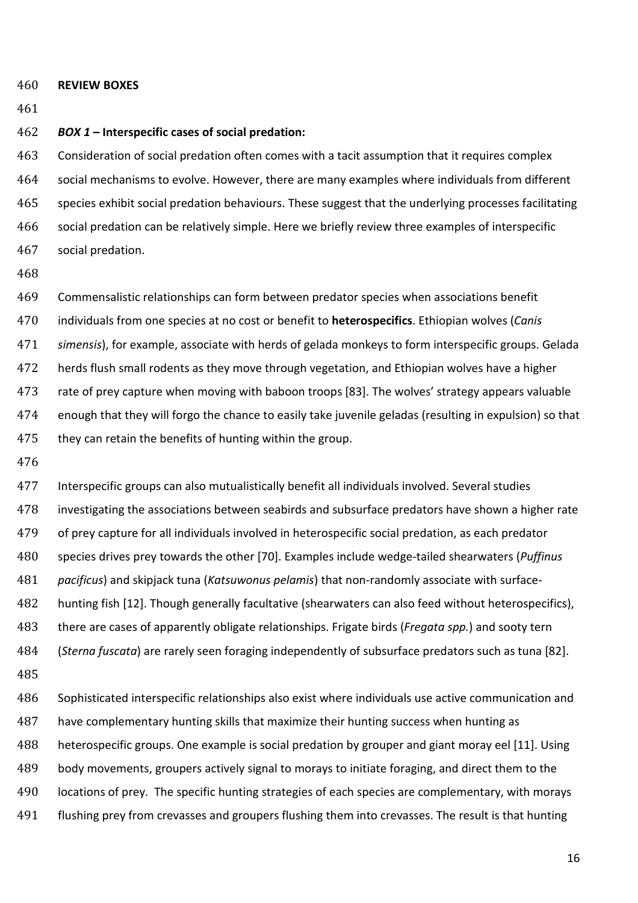## REVIEW BOXES

### *BOX 1* – Interspecific cases of social predation:

Consideration of social predation often comes with a tacit assumption that it requires complex social mechanisms to evolve. However, there are many examples where individuals from different species exhibit social predation behaviours. These suggest that the underlying processes facilitating social predation can be relatively simple. Here we briefly review three examples of interspecific social predation.

Commensalistic relationships can form between predator species when associations benefit individuals from one species at no cost or benefit to **heterospecifics**. Ethiopian wolves (*Canis simensis*), for example, associate with herds of gelada monkeys to form interspecific groups. Gelada herds flush small rodents as they move through vegetation, and Ethiopian wolves have a higher rate of prey capture when moving with baboon troops [83]. The wolves' strategy appears valuable enough that they will forgo the chance to easily take juvenile geladas (resulting in expulsion) so that they can retain the benefits of hunting within the group.

Interspecific groups can also mutualistically benefit all individuals involved. Several studies investigating the associations between seabirds and subsurface predators have shown a higher rate of prey capture for all individuals involved in heterospecific social predation, as each predator species drives prey towards the other [70]. Examples include wedge-tailed shearwaters (*Puffinus pacificus*) and skipjack tuna (*Katsuwonus pelamis*) that non-randomly associate with surface-hunting fish [12]. Though generally facultative (shearwaters can also feed without heterospecifics), there are cases of apparently obligate relationships. Frigate birds (*Fregata spp.*) and sooty tern (*Sterna fuscata*) are rarely seen foraging independently of subsurface predators such as tuna [82].

Sophisticated interspecific relationships also exist where individuals use active communication and have complementary hunting skills that maximize their hunting success when hunting as heterospecific groups. One example is social predation by grouper and giant moray eel [11]. Using body movements, groupers actively signal to morays to initiate foraging, and direct them to the locations of prey. The specific hunting strategies of each species are complementary, with morays flushing prey from crevasses and groupers flushing them into crevasses. The result is that hunting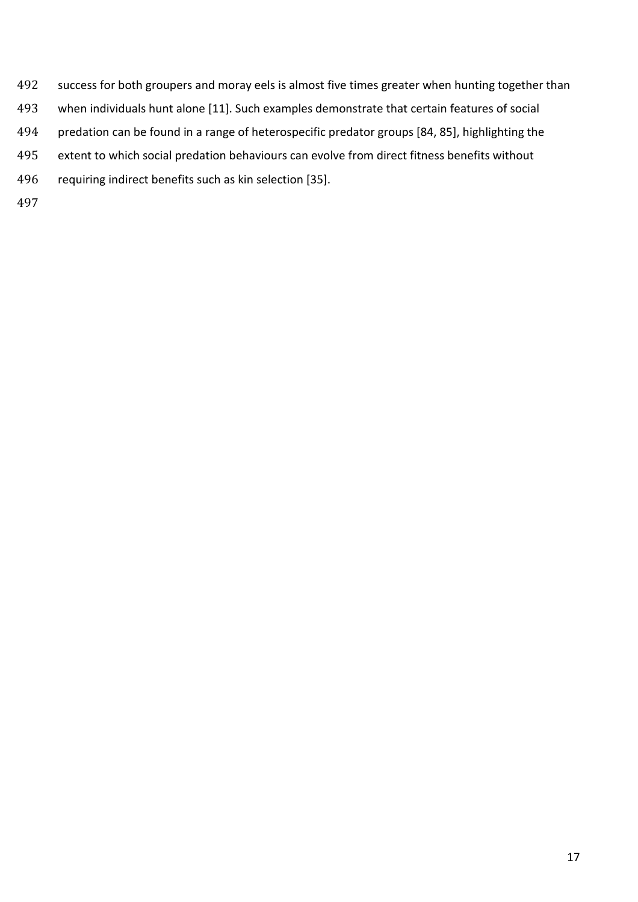success for both groupers and moray eels is almost five times greater when hunting together than when individuals hunt alone [11]. Such examples demonstrate that certain features of social predation can be found in a range of heterospecific predator groups [84, 85], highlighting the extent to which social predation behaviours can evolve from direct fitness benefits without requiring indirect benefits such as kin selection [35].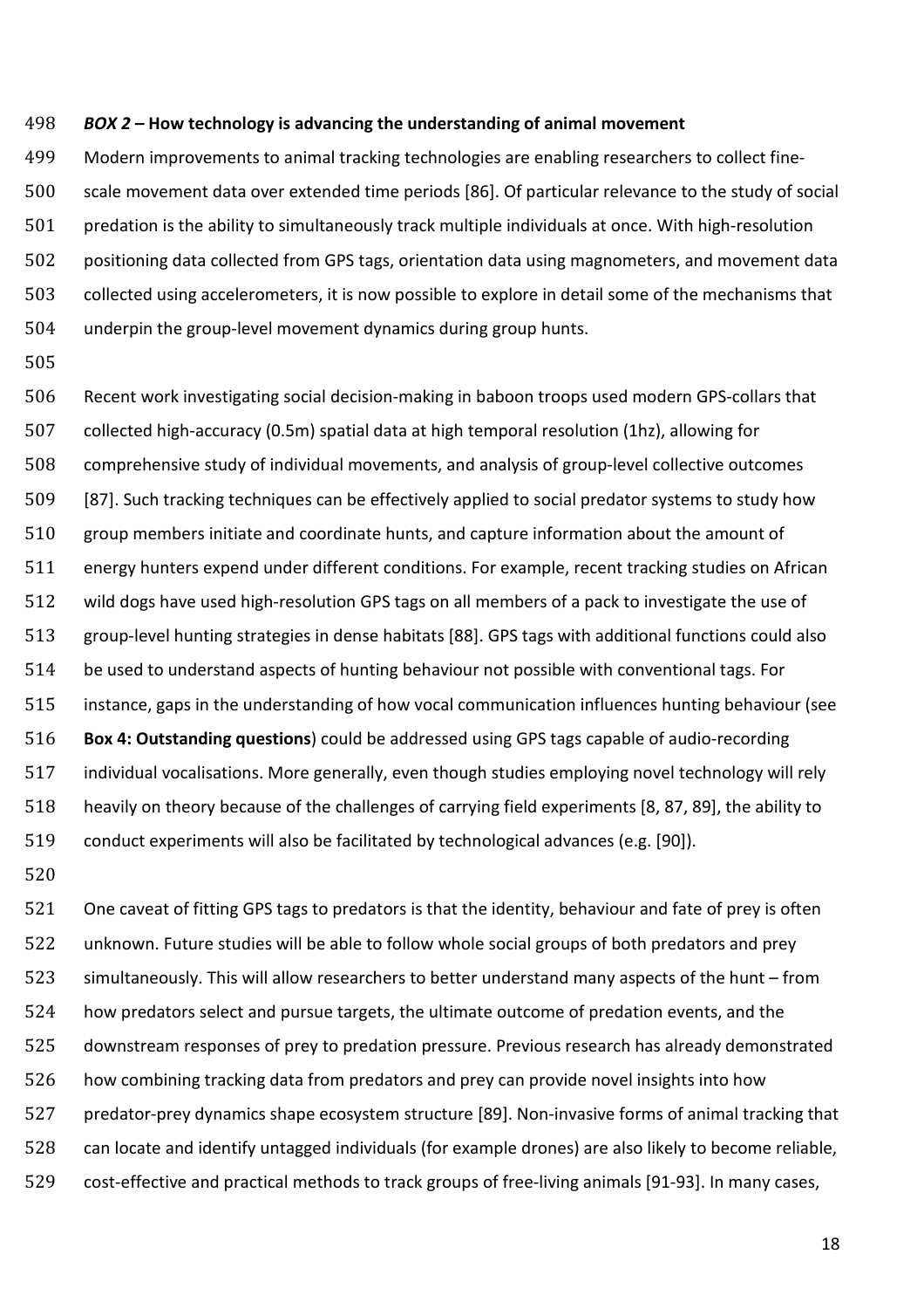***BOX 2* – How technology is advancing the understanding of animal movement**

Modern improvements to animal tracking technologies are enabling researchers to collect fine-scale movement data over extended time periods [86]. Of particular relevance to the study of social predation is the ability to simultaneously track multiple individuals at once. With high-resolution positioning data collected from GPS tags, orientation data using magnometers, and movement data collected using accelerometers, it is now possible to explore in detail some of the mechanisms that underpin the group-level movement dynamics during group hunts.

Recent work investigating social decision-making in baboon troops used modern GPS-collars that collected high-accuracy (0.5m) spatial data at high temporal resolution (1hz), allowing for comprehensive study of individual movements, and analysis of group-level collective outcomes [87]. Such tracking techniques can be effectively applied to social predator systems to study how group members initiate and coordinate hunts, and capture information about the amount of energy hunters expend under different conditions. For example, recent tracking studies on African wild dogs have used high-resolution GPS tags on all members of a pack to investigate the use of group-level hunting strategies in dense habitats [88]. GPS tags with additional functions could also be used to understand aspects of hunting behaviour not possible with conventional tags. For instance, gaps in the understanding of how vocal communication influences hunting behaviour (see **Box 4: Outstanding questions**) could be addressed using GPS tags capable of audio-recording individual vocalisations. More generally, even though studies employing novel technology will rely heavily on theory because of the challenges of carrying field experiments [8, 87, 89], the ability to conduct experiments will also be facilitated by technological advances (e.g. [90]).

One caveat of fitting GPS tags to predators is that the identity, behaviour and fate of prey is often unknown. Future studies will be able to follow whole social groups of both predators and prey simultaneously. This will allow researchers to better understand many aspects of the hunt – from how predators select and pursue targets, the ultimate outcome of predation events, and the downstream responses of prey to predation pressure. Previous research has already demonstrated how combining tracking data from predators and prey can provide novel insights into how predator-prey dynamics shape ecosystem structure [89]. Non-invasive forms of animal tracking that can locate and identify untagged individuals (for example drones) are also likely to become reliable, cost-effective and practical methods to track groups of free-living animals [91-93]. In many cases,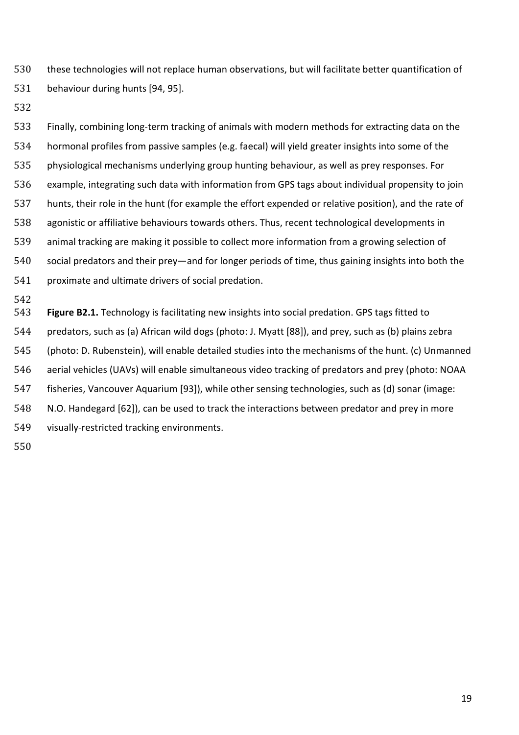these technologies will not replace human observations, but will facilitate better quantification of behaviour during hunts [94, 95].

Finally, combining long-term tracking of animals with modern methods for extracting data on the hormonal profiles from passive samples (e.g. faecal) will yield greater insights into some of the physiological mechanisms underlying group hunting behaviour, as well as prey responses. For example, integrating such data with information from GPS tags about individual propensity to join hunts, their role in the hunt (for example the effort expended or relative position), and the rate of agonistic or affiliative behaviours towards others. Thus, recent technological developments in animal tracking are making it possible to collect more information from a growing selection of social predators and their prey—and for longer periods of time, thus gaining insights into both the proximate and ultimate drivers of social predation.

**Figure B2.1.** Technology is facilitating new insights into social predation. GPS tags fitted to predators, such as (a) African wild dogs (photo: J. Myatt [88]), and prey, such as (b) plains zebra (photo: D. Rubenstein), will enable detailed studies into the mechanisms of the hunt. (c) Unmanned aerial vehicles (UAVs) will enable simultaneous video tracking of predators and prey (photo: NOAA fisheries, Vancouver Aquarium [93]), while other sensing technologies, such as (d) sonar (image: N.O. Handegard [62]), can be used to track the interactions between predator and prey in more visually-restricted tracking environments.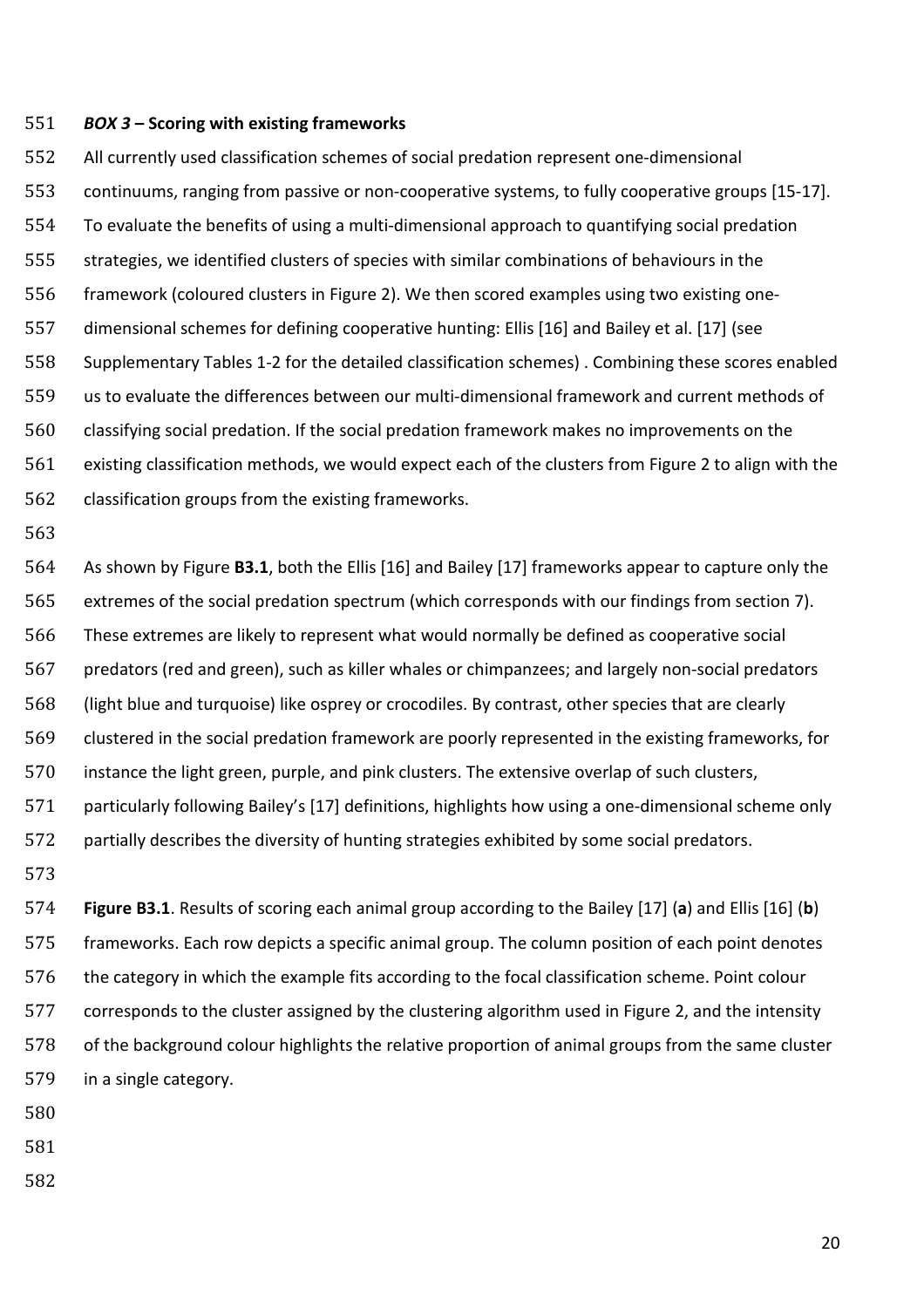***BOX 3* – Scoring with existing frameworks**

All currently used classification schemes of social predation represent one-dimensional continuums, ranging from passive or non-cooperative systems, to fully cooperative groups [15-17]. To evaluate the benefits of using a multi-dimensional approach to quantifying social predation strategies, we identified clusters of species with similar combinations of behaviours in the framework (coloured clusters in Figure 2). We then scored examples using two existing one-dimensional schemes for defining cooperative hunting: Ellis [16] and Bailey et al. [17] (see Supplementary Tables 1-2 for the detailed classification schemes) . Combining these scores enabled us to evaluate the differences between our multi-dimensional framework and current methods of classifying social predation. If the social predation framework makes no improvements on the existing classification methods, we would expect each of the clusters from Figure 2 to align with the classification groups from the existing frameworks.

As shown by Figure **B3.1**, both the Ellis [16] and Bailey [17] frameworks appear to capture only the extremes of the social predation spectrum (which corresponds with our findings from section 7). These extremes are likely to represent what would normally be defined as cooperative social predators (red and green), such as killer whales or chimpanzees; and largely non-social predators (light blue and turquoise) like osprey or crocodiles. By contrast, other species that are clearly clustered in the social predation framework are poorly represented in the existing frameworks, for instance the light green, purple, and pink clusters. The extensive overlap of such clusters, particularly following Bailey's [17] definitions, highlights how using a one-dimensional scheme only partially describes the diversity of hunting strategies exhibited by some social predators.

**Figure B3.1**. Results of scoring each animal group according to the Bailey [17] (**a**) and Ellis [16] (**b**) frameworks. Each row depicts a specific animal group. The column position of each point denotes the category in which the example fits according to the focal classification scheme. Point colour corresponds to the cluster assigned by the clustering algorithm used in Figure 2, and the intensity of the background colour highlights the relative proportion of animal groups from the same cluster in a single category.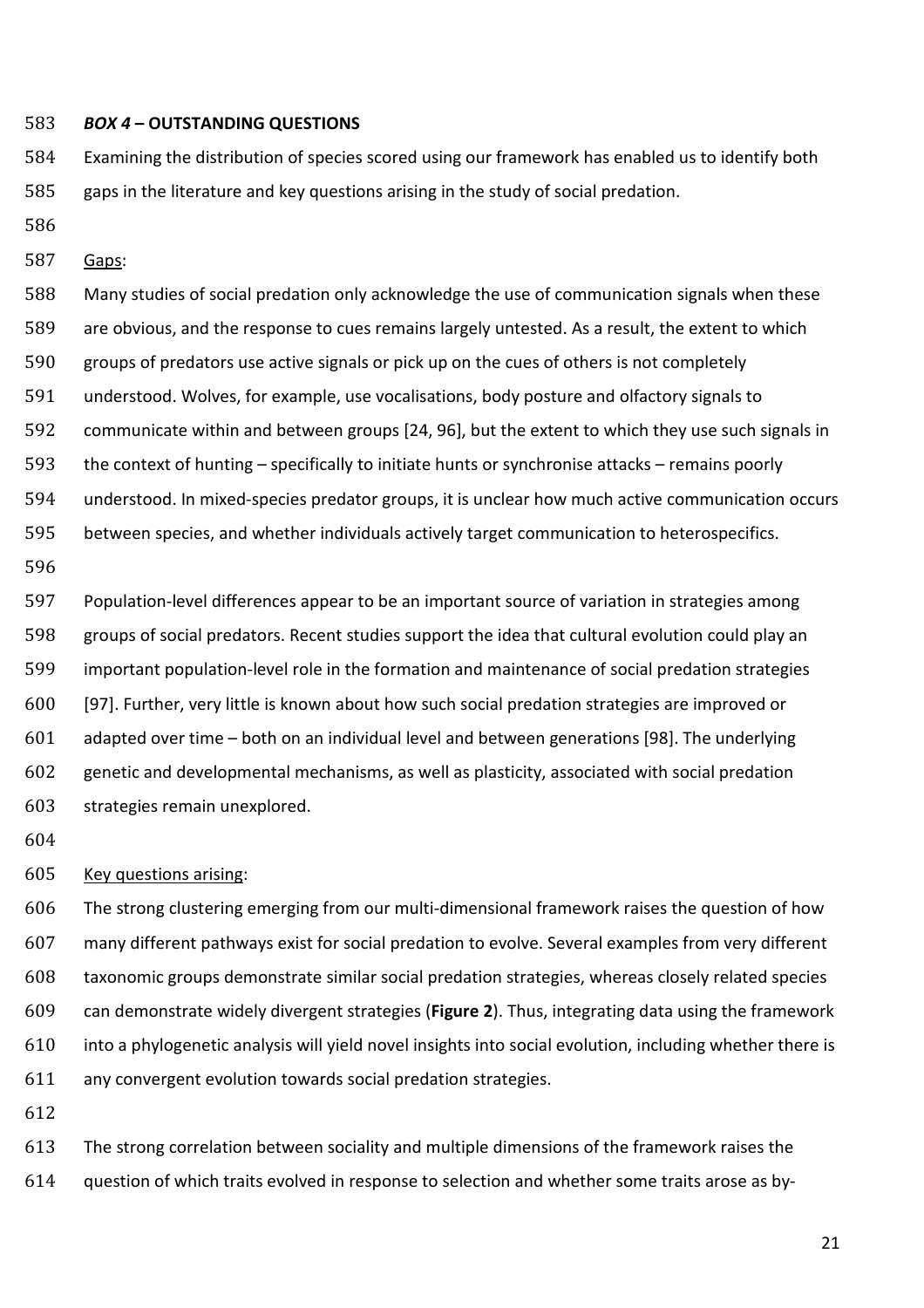### *BOX 4* – OUTSTANDING QUESTIONS

Examining the distribution of species scored using our framework has enabled us to identify both gaps in the literature and key questions arising in the study of social predation.

<u>Gaps</u>:

Many studies of social predation only acknowledge the use of communication signals when these are obvious, and the response to cues remains largely untested. As a result, the extent to which groups of predators use active signals or pick up on the cues of others is not completely understood. Wolves, for example, use vocalisations, body posture and olfactory signals to communicate within and between groups [24, 96], but the extent to which they use such signals in the context of hunting – specifically to initiate hunts or synchronise attacks – remains poorly understood. In mixed-species predator groups, it is unclear how much active communication occurs between species, and whether individuals actively target communication to heterospecifics.

Population-level differences appear to be an important source of variation in strategies among groups of social predators. Recent studies support the idea that cultural evolution could play an important population-level role in the formation and maintenance of social predation strategies [97]. Further, very little is known about how such social predation strategies are improved or adapted over time – both on an individual level and between generations [98]. The underlying genetic and developmental mechanisms, as well as plasticity, associated with social predation strategies remain unexplored.

<u>Key questions arising</u>:

The strong clustering emerging from our multi-dimensional framework raises the question of how many different pathways exist for social predation to evolve. Several examples from very different taxonomic groups demonstrate similar social predation strategies, whereas closely related species can demonstrate widely divergent strategies (**Figure 2**). Thus, integrating data using the framework into a phylogenetic analysis will yield novel insights into social evolution, including whether there is any convergent evolution towards social predation strategies.

The strong correlation between sociality and multiple dimensions of the framework raises the question of which traits evolved in response to selection and whether some traits arose as by-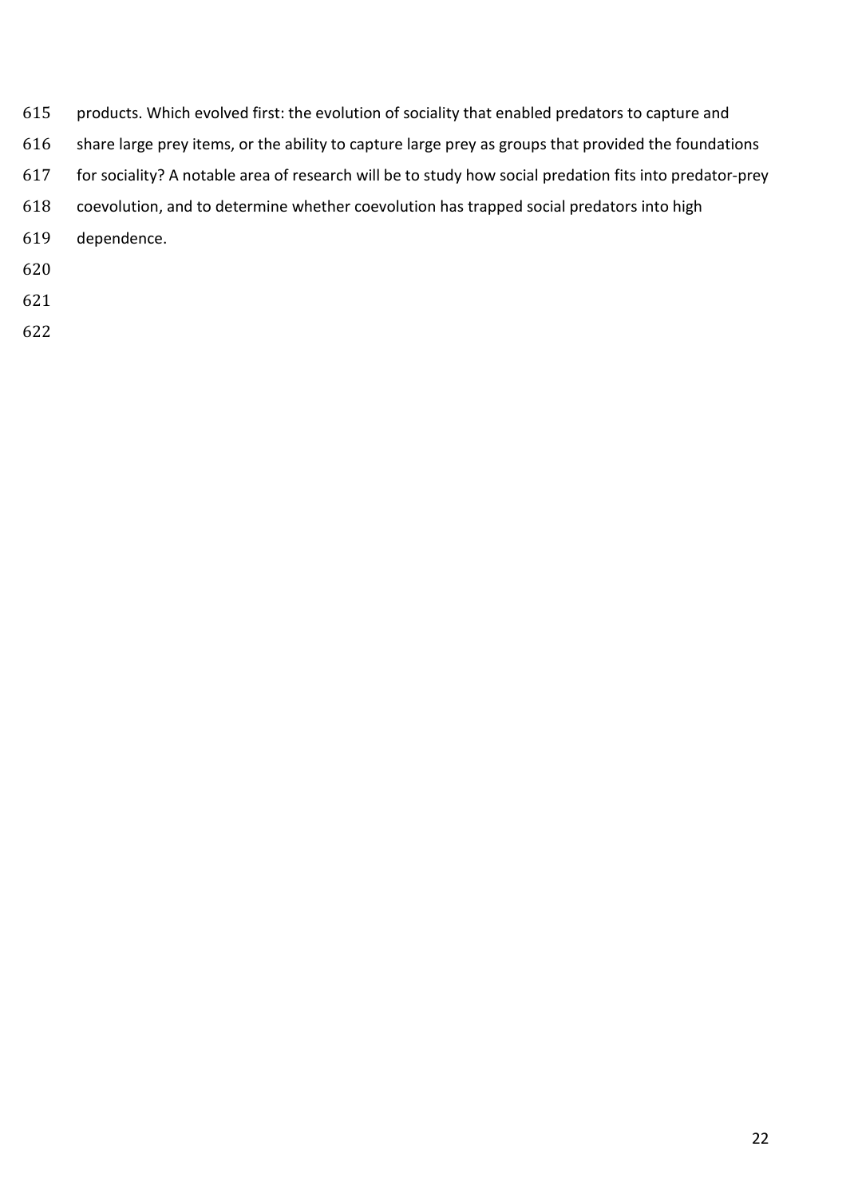products. Which evolved first: the evolution of sociality that enabled predators to capture and share large prey items, or the ability to capture large prey as groups that provided the foundations for sociality? A notable area of research will be to study how social predation fits into predator-prey coevolution, and to determine whether coevolution has trapped social predators into high dependence.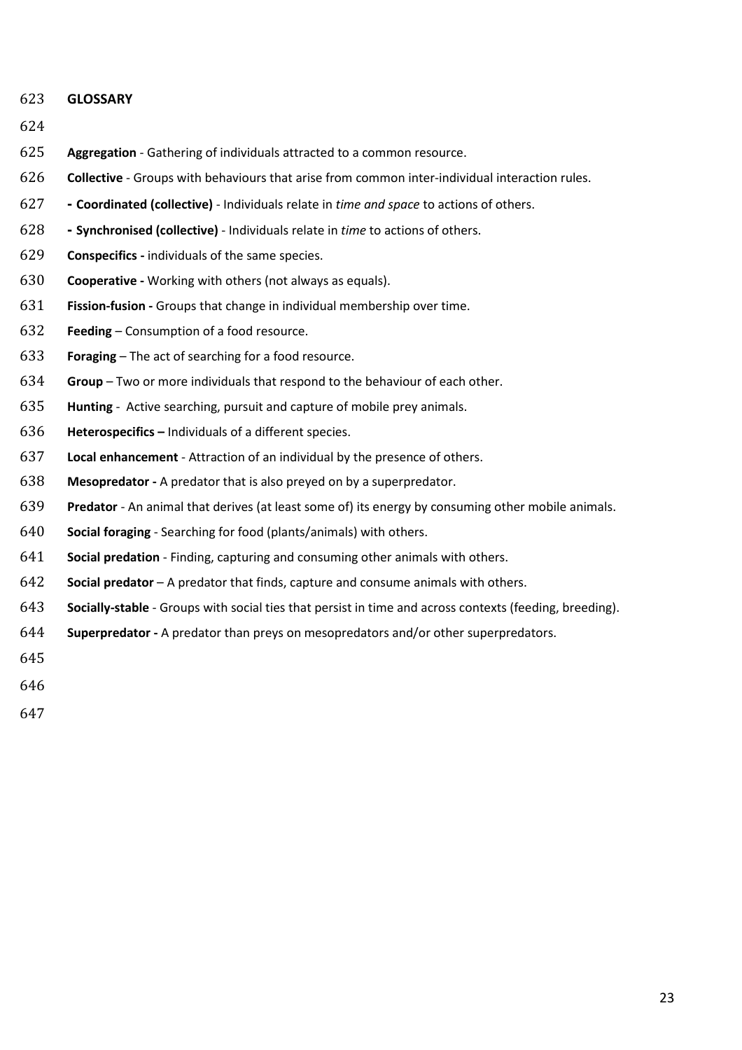## GLOSSARY

**Aggregation** - Gathering of individuals attracted to a common resource.

**Collective** - Groups with behaviours that arise from common inter-individual interaction rules.

**- Coordinated (collective)** - Individuals relate in *time and space* to actions of others.

**- Synchronised (collective)** - Individuals relate in *time* to actions of others.

**Conspecifics -** individuals of the same species.

**Cooperative -** Working with others (not always as equals).

**Fission-fusion -** Groups that change in individual membership over time.

**Feeding** – Consumption of a food resource.

**Foraging** – The act of searching for a food resource.

**Group** – Two or more individuals that respond to the behaviour of each other.

**Hunting** - Active searching, pursuit and capture of mobile prey animals.

**Heterospecifics –** Individuals of a different species.

**Local enhancement** - Attraction of an individual by the presence of others.

**Mesopredator -** A predator that is also preyed on by a superpredator.

**Predator** - An animal that derives (at least some of) its energy by consuming other mobile animals.

**Social foraging** - Searching for food (plants/animals) with others.

**Social predation** - Finding, capturing and consuming other animals with others.

**Social predator** – A predator that finds, capture and consume animals with others.

**Socially-stable** - Groups with social ties that persist in time and across contexts (feeding, breeding).

**Superpredator -** A predator than preys on mesopredators and/or other superpredators.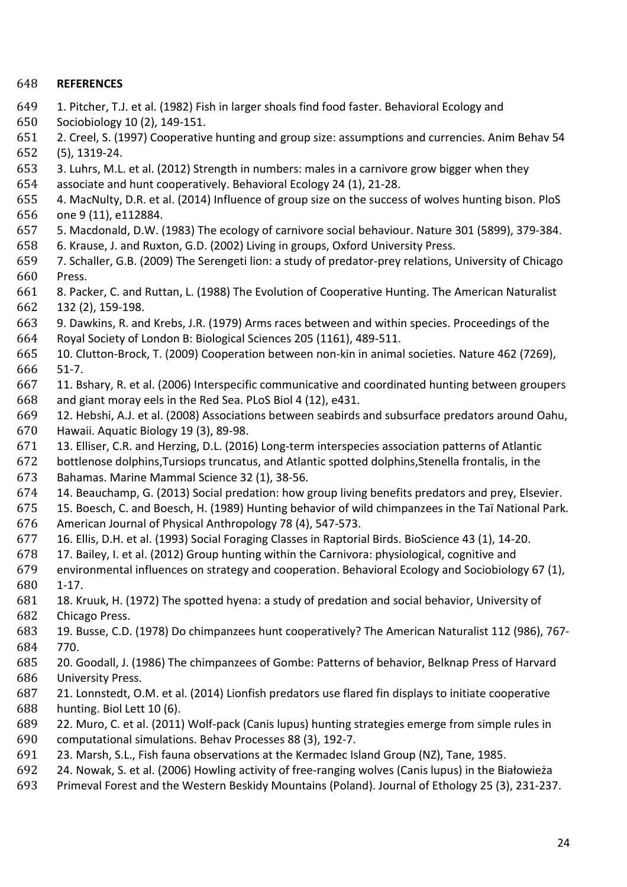## REFERENCES

1. Pitcher, T.J. et al. (1982) Fish in larger shoals find food faster. Behavioral Ecology and Sociobiology 10 (2), 149-151.
2. Creel, S. (1997) Cooperative hunting and group size: assumptions and currencies. Anim Behav 54 (5), 1319-24.
3. Luhrs, M.L. et al. (2012) Strength in numbers: males in a carnivore grow bigger when they associate and hunt cooperatively. Behavioral Ecology 24 (1), 21-28.
4. MacNulty, D.R. et al. (2014) Influence of group size on the success of wolves hunting bison. PloS one 9 (11), e112884.
5. Macdonald, D.W. (1983) The ecology of carnivore social behaviour. Nature 301 (5899), 379-384.
6. Krause, J. and Ruxton, G.D. (2002) Living in groups, Oxford University Press.
7. Schaller, G.B. (2009) The Serengeti lion: a study of predator-prey relations, University of Chicago Press.
8. Packer, C. and Ruttan, L. (1988) The Evolution of Cooperative Hunting. The American Naturalist 132 (2), 159-198.
9. Dawkins, R. and Krebs, J.R. (1979) Arms races between and within species. Proceedings of the Royal Society of London B: Biological Sciences 205 (1161), 489-511.
10. Clutton-Brock, T. (2009) Cooperation between non-kin in animal societies. Nature 462 (7269), 51-7.
11. Bshary, R. et al. (2006) Interspecific communicative and coordinated hunting between groupers and giant moray eels in the Red Sea. PLoS Biol 4 (12), e431.
12. Hebshi, A.J. et al. (2008) Associations between seabirds and subsurface predators around Oahu, Hawaii. Aquatic Biology 19 (3), 89-98.
13. Elliser, C.R. and Herzing, D.L. (2016) Long-term interspecies association patterns of Atlantic bottlenose dolphins,Tursiops truncatus, and Atlantic spotted dolphins,Stenella frontalis, in the Bahamas. Marine Mammal Science 32 (1), 38-56.
14. Beauchamp, G. (2013) Social predation: how group living benefits predators and prey, Elsevier.
15. Boesch, C. and Boesch, H. (1989) Hunting behavior of wild chimpanzees in the Taï National Park. American Journal of Physical Anthropology 78 (4), 547-573.
16. Ellis, D.H. et al. (1993) Social Foraging Classes in Raptorial Birds. BioScience 43 (1), 14-20.
17. Bailey, I. et al. (2012) Group hunting within the Carnivora: physiological, cognitive and environmental influences on strategy and cooperation. Behavioral Ecology and Sociobiology 67 (1), 1-17.
18. Kruuk, H. (1972) The spotted hyena: a study of predation and social behavior, University of Chicago Press.
19. Busse, C.D. (1978) Do chimpanzees hunt cooperatively? The American Naturalist 112 (986), 767-770.
20. Goodall, J. (1986) The chimpanzees of Gombe: Patterns of behavior, Belknap Press of Harvard University Press.
21. Lonnstedt, O.M. et al. (2014) Lionfish predators use flared fin displays to initiate cooperative hunting. Biol Lett 10 (6).
22. Muro, C. et al. (2011) Wolf-pack (Canis lupus) hunting strategies emerge from simple rules in computational simulations. Behav Processes 88 (3), 192-7.
23. Marsh, S.L., Fish fauna observations at the Kermadec Island Group (NZ), Tane, 1985.
24. Nowak, S. et al. (2006) Howling activity of free-ranging wolves (Canis lupus) in the Białowieża Primeval Forest and the Western Beskidy Mountains (Poland). Journal of Ethology 25 (3), 231-237.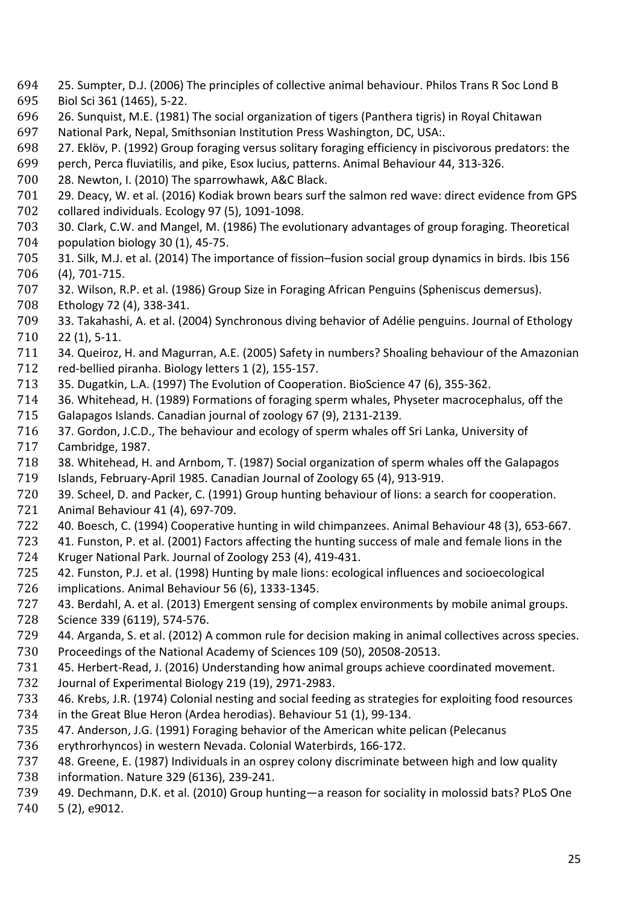25. Sumpter, D.J. (2006) The principles of collective animal behaviour. Philos Trans R Soc Lond B Biol Sci 361 (1465), 5-22.

26. Sunquist, M.E. (1981) The social organization of tigers (Panthera tigris) in Royal Chitawan National Park, Nepal, Smithsonian Institution Press Washington, DC, USA:.

27. Eklöv, P. (1992) Group foraging versus solitary foraging efficiency in piscivorous predators: the perch, Perca fluviatilis, and pike, Esox lucius, patterns. Animal Behaviour 44, 313-326.

28. Newton, I. (2010) The sparrowhawk, A&C Black.

29. Deacy, W. et al. (2016) Kodiak brown bears surf the salmon red wave: direct evidence from GPS collared individuals. Ecology 97 (5), 1091-1098.

30. Clark, C.W. and Mangel, M. (1986) The evolutionary advantages of group foraging. Theoretical population biology 30 (1), 45-75.

31. Silk, M.J. et al. (2014) The importance of fission–fusion social group dynamics in birds. Ibis 156 (4), 701-715.

32. Wilson, R.P. et al. (1986) Group Size in Foraging African Penguins (Spheniscus demersus). Ethology 72 (4), 338-341.

33. Takahashi, A. et al. (2004) Synchronous diving behavior of Adélie penguins. Journal of Ethology 22 (1), 5-11.

34. Queiroz, H. and Magurran, A.E. (2005) Safety in numbers? Shoaling behaviour of the Amazonian red-bellied piranha. Biology letters 1 (2), 155-157.

35. Dugatkin, L.A. (1997) The Evolution of Cooperation. BioScience 47 (6), 355-362.

36. Whitehead, H. (1989) Formations of foraging sperm whales, Physeter macrocephalus, off the Galapagos Islands. Canadian journal of zoology 67 (9), 2131-2139.

37. Gordon, J.C.D., The behaviour and ecology of sperm whales off Sri Lanka, University of Cambridge, 1987.

38. Whitehead, H. and Arnbom, T. (1987) Social organization of sperm whales off the Galapagos Islands, February-April 1985. Canadian Journal of Zoology 65 (4), 913-919.

39. Scheel, D. and Packer, C. (1991) Group hunting behaviour of lions: a search for cooperation. Animal Behaviour 41 (4), 697-709.

40. Boesch, C. (1994) Cooperative hunting in wild chimpanzees. Animal Behaviour 48 (3), 653-667.

41. Funston, P. et al. (2001) Factors affecting the hunting success of male and female lions in the Kruger National Park. Journal of Zoology 253 (4), 419-431.

42. Funston, P.J. et al. (1998) Hunting by male lions: ecological influences and socioecological implications. Animal Behaviour 56 (6), 1333-1345.

43. Berdahl, A. et al. (2013) Emergent sensing of complex environments by mobile animal groups. Science 339 (6119), 574-576.

44. Arganda, S. et al. (2012) A common rule for decision making in animal collectives across species. Proceedings of the National Academy of Sciences 109 (50), 20508-20513.

45. Herbert-Read, J. (2016) Understanding how animal groups achieve coordinated movement. Journal of Experimental Biology 219 (19), 2971-2983.

46. Krebs, J.R. (1974) Colonial nesting and social feeding as strategies for exploiting food resources in the Great Blue Heron (Ardea herodias). Behaviour 51 (1), 99-134.

47. Anderson, J.G. (1991) Foraging behavior of the American white pelican (Pelecanus erythrorhyncos) in western Nevada. Colonial Waterbirds, 166-172.

48. Greene, E. (1987) Individuals in an osprey colony discriminate between high and low quality information. Nature 329 (6136), 239-241.

49. Dechmann, D.K. et al. (2010) Group hunting—a reason for sociality in molossid bats? PLoS One 5 (2), e9012.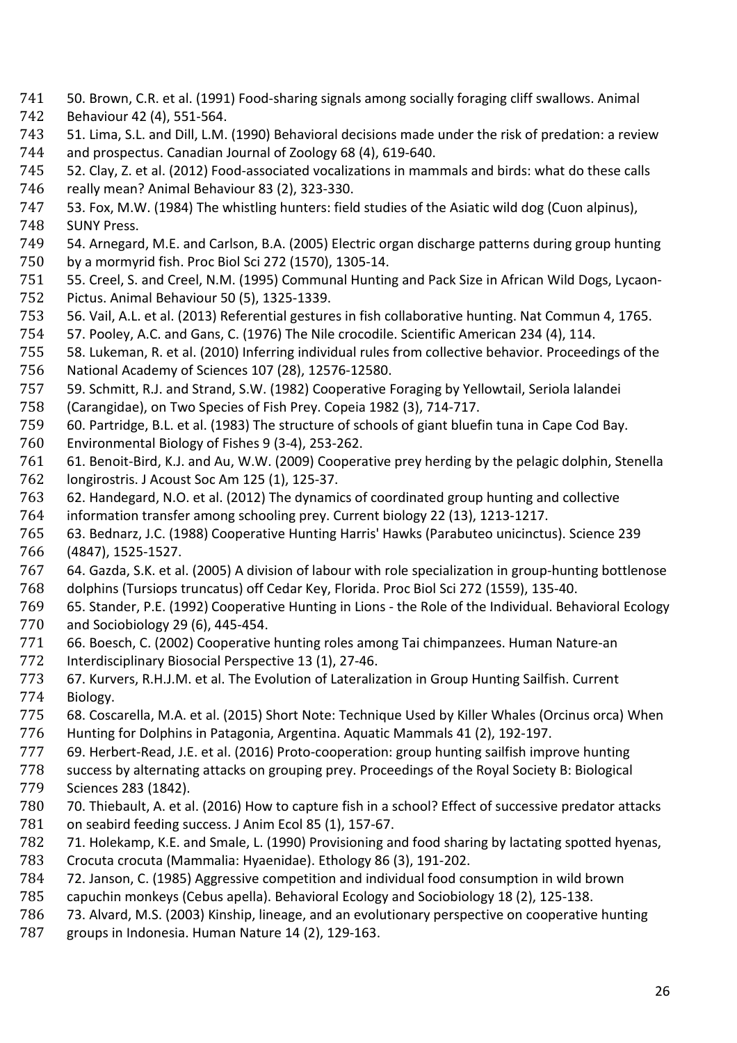50. Brown, C.R. et al. (1991) Food-sharing signals among socially foraging cliff swallows. Animal Behaviour 42 (4), 551-564.

51. Lima, S.L. and Dill, L.M. (1990) Behavioral decisions made under the risk of predation: a review and prospectus. Canadian Journal of Zoology 68 (4), 619-640.

52. Clay, Z. et al. (2012) Food-associated vocalizations in mammals and birds: what do these calls really mean? Animal Behaviour 83 (2), 323-330.

53. Fox, M.W. (1984) The whistling hunters: field studies of the Asiatic wild dog (Cuon alpinus), SUNY Press.

54. Arnegard, M.E. and Carlson, B.A. (2005) Electric organ discharge patterns during group hunting by a mormyrid fish. Proc Biol Sci 272 (1570), 1305-14.

55. Creel, S. and Creel, N.M. (1995) Communal Hunting and Pack Size in African Wild Dogs, Lycaon-Pictus. Animal Behaviour 50 (5), 1325-1339.

56. Vail, A.L. et al. (2013) Referential gestures in fish collaborative hunting. Nat Commun 4, 1765.

57. Pooley, A.C. and Gans, C. (1976) The Nile crocodile. Scientific American 234 (4), 114.

58. Lukeman, R. et al. (2010) Inferring individual rules from collective behavior. Proceedings of the National Academy of Sciences 107 (28), 12576-12580.

59. Schmitt, R.J. and Strand, S.W. (1982) Cooperative Foraging by Yellowtail, Seriola lalandei (Carangidae), on Two Species of Fish Prey. Copeia 1982 (3), 714-717.

60. Partridge, B.L. et al. (1983) The structure of schools of giant bluefin tuna in Cape Cod Bay. Environmental Biology of Fishes 9 (3-4), 253-262.

61. Benoit-Bird, K.J. and Au, W.W. (2009) Cooperative prey herding by the pelagic dolphin, Stenella longirostris. J Acoust Soc Am 125 (1), 125-37.

62. Handegard, N.O. et al. (2012) The dynamics of coordinated group hunting and collective information transfer among schooling prey. Current biology 22 (13), 1213-1217.

63. Bednarz, J.C. (1988) Cooperative Hunting Harris' Hawks (Parabuteo unicinctus). Science 239 (4847), 1525-1527.

64. Gazda, S.K. et al. (2005) A division of labour with role specialization in group-hunting bottlenose dolphins (Tursiops truncatus) off Cedar Key, Florida. Proc Biol Sci 272 (1559), 135-40.

65. Stander, P.E. (1992) Cooperative Hunting in Lions - the Role of the Individual. Behavioral Ecology and Sociobiology 29 (6), 445-454.

66. Boesch, C. (2002) Cooperative hunting roles among Tai chimpanzees. Human Nature-an Interdisciplinary Biosocial Perspective 13 (1), 27-46.

67. Kurvers, R.H.J.M. et al. The Evolution of Lateralization in Group Hunting Sailfish. Current Biology.

68. Coscarella, M.A. et al. (2015) Short Note: Technique Used by Killer Whales (Orcinus orca) When Hunting for Dolphins in Patagonia, Argentina. Aquatic Mammals 41 (2), 192-197.

69. Herbert-Read, J.E. et al. (2016) Proto-cooperation: group hunting sailfish improve hunting success by alternating attacks on grouping prey. Proceedings of the Royal Society B: Biological Sciences 283 (1842).

70. Thiebault, A. et al. (2016) How to capture fish in a school? Effect of successive predator attacks on seabird feeding success. J Anim Ecol 85 (1), 157-67.

71. Holekamp, K.E. and Smale, L. (1990) Provisioning and food sharing by lactating spotted hyenas, Crocuta crocuta (Mammalia: Hyaenidae). Ethology 86 (3), 191-202.

72. Janson, C. (1985) Aggressive competition and individual food consumption in wild brown capuchin monkeys (Cebus apella). Behavioral Ecology and Sociobiology 18 (2), 125-138.

73. Alvard, M.S. (2003) Kinship, lineage, and an evolutionary perspective on cooperative hunting groups in Indonesia. Human Nature 14 (2), 129-163.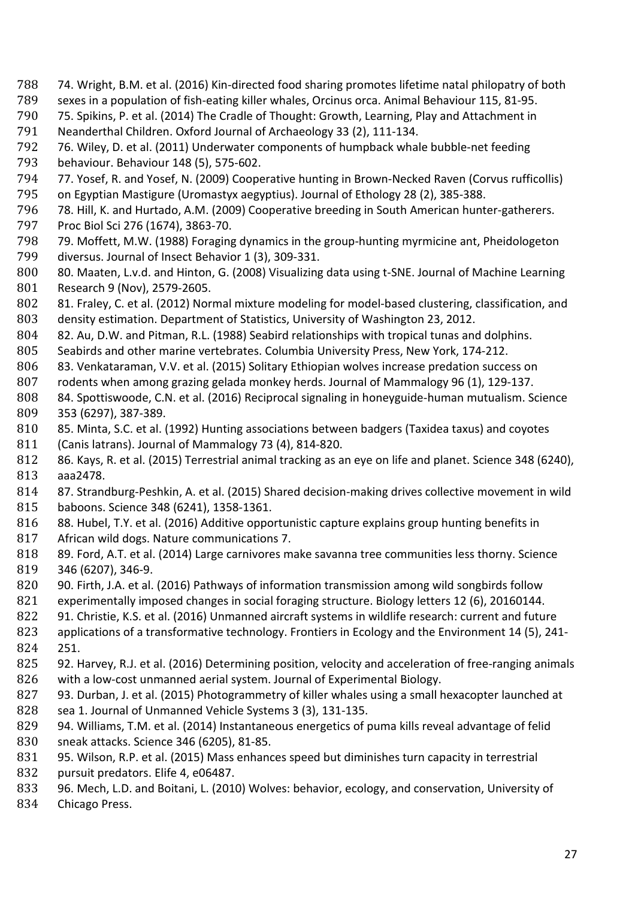74. Wright, B.M. et al. (2016) Kin-directed food sharing promotes lifetime natal philopatry of both sexes in a population of fish-eating killer whales, Orcinus orca. Animal Behaviour 115, 81-95.

75. Spikins, P. et al. (2014) The Cradle of Thought: Growth, Learning, Play and Attachment in Neanderthal Children. Oxford Journal of Archaeology 33 (2), 111-134.

76. Wiley, D. et al. (2011) Underwater components of humpback whale bubble-net feeding behaviour. Behaviour 148 (5), 575-602.

77. Yosef, R. and Yosef, N. (2009) Cooperative hunting in Brown-Necked Raven (Corvus rufficollis) on Egyptian Mastigure (Uromastyx aegyptius). Journal of Ethology 28 (2), 385-388.

78. Hill, K. and Hurtado, A.M. (2009) Cooperative breeding in South American hunter-gatherers. Proc Biol Sci 276 (1674), 3863-70.

79. Moffett, M.W. (1988) Foraging dynamics in the group-hunting myrmicine ant, Pheidologeton diversus. Journal of Insect Behavior 1 (3), 309-331.

80. Maaten, L.v.d. and Hinton, G. (2008) Visualizing data using t-SNE. Journal of Machine Learning Research 9 (Nov), 2579-2605.

81. Fraley, C. et al. (2012) Normal mixture modeling for model-based clustering, classification, and density estimation. Department of Statistics, University of Washington 23, 2012.

82. Au, D.W. and Pitman, R.L. (1988) Seabird relationships with tropical tunas and dolphins. Seabirds and other marine vertebrates. Columbia University Press, New York, 174-212.

83. Venkataraman, V.V. et al. (2015) Solitary Ethiopian wolves increase predation success on rodents when among grazing gelada monkey herds. Journal of Mammalogy 96 (1), 129-137.

84. Spottiswoode, C.N. et al. (2016) Reciprocal signaling in honeyguide-human mutualism. Science 353 (6297), 387-389.

85. Minta, S.C. et al. (1992) Hunting associations between badgers (Taxidea taxus) and coyotes (Canis latrans). Journal of Mammalogy 73 (4), 814-820.

86. Kays, R. et al. (2015) Terrestrial animal tracking as an eye on life and planet. Science 348 (6240), aaa2478.

87. Strandburg-Peshkin, A. et al. (2015) Shared decision-making drives collective movement in wild baboons. Science 348 (6241), 1358-1361.

88. Hubel, T.Y. et al. (2016) Additive opportunistic capture explains group hunting benefits in African wild dogs. Nature communications 7.

89. Ford, A.T. et al. (2014) Large carnivores make savanna tree communities less thorny. Science 346 (6207), 346-9.

90. Firth, J.A. et al. (2016) Pathways of information transmission among wild songbirds follow experimentally imposed changes in social foraging structure. Biology letters 12 (6), 20160144.

91. Christie, K.S. et al. (2016) Unmanned aircraft systems in wildlife research: current and future applications of a transformative technology. Frontiers in Ecology and the Environment 14 (5), 241-251.

92. Harvey, R.J. et al. (2016) Determining position, velocity and acceleration of free-ranging animals with a low-cost unmanned aerial system. Journal of Experimental Biology.

93. Durban, J. et al. (2015) Photogrammetry of killer whales using a small hexacopter launched at sea 1. Journal of Unmanned Vehicle Systems 3 (3), 131-135.

94. Williams, T.M. et al. (2014) Instantaneous energetics of puma kills reveal advantage of felid sneak attacks. Science 346 (6205), 81-85.

95. Wilson, R.P. et al. (2015) Mass enhances speed but diminishes turn capacity in terrestrial pursuit predators. Elife 4, e06487.

96. Mech, L.D. and Boitani, L. (2010) Wolves: behavior, ecology, and conservation, University of Chicago Press.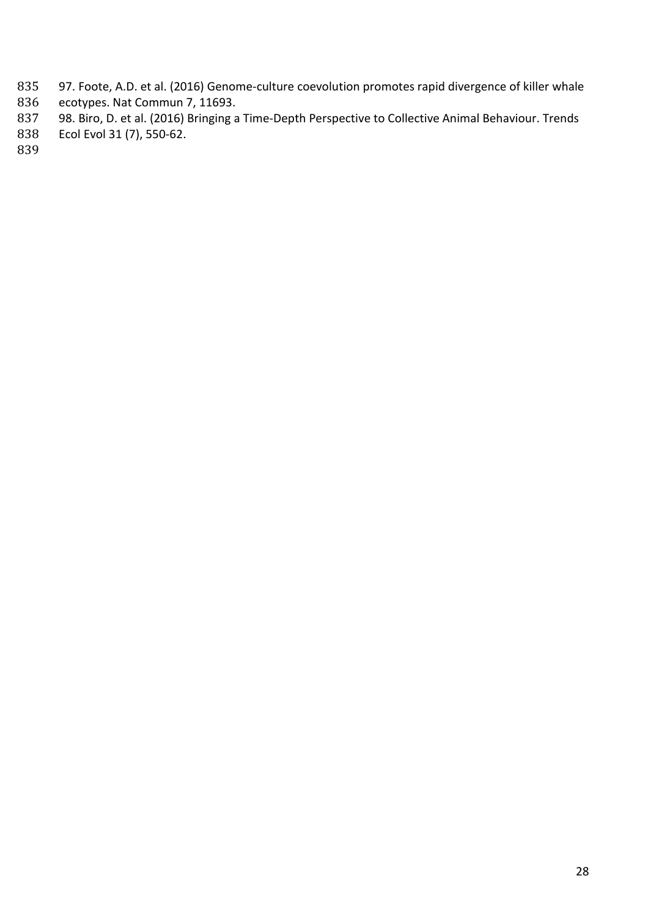97. Foote, A.D. et al. (2016) Genome-culture coevolution promotes rapid divergence of killer whale ecotypes. Nat Commun 7, 11693.

98. Biro, D. et al. (2016) Bringing a Time-Depth Perspective to Collective Animal Behaviour. Trends Ecol Evol 31 (7), 550-62.